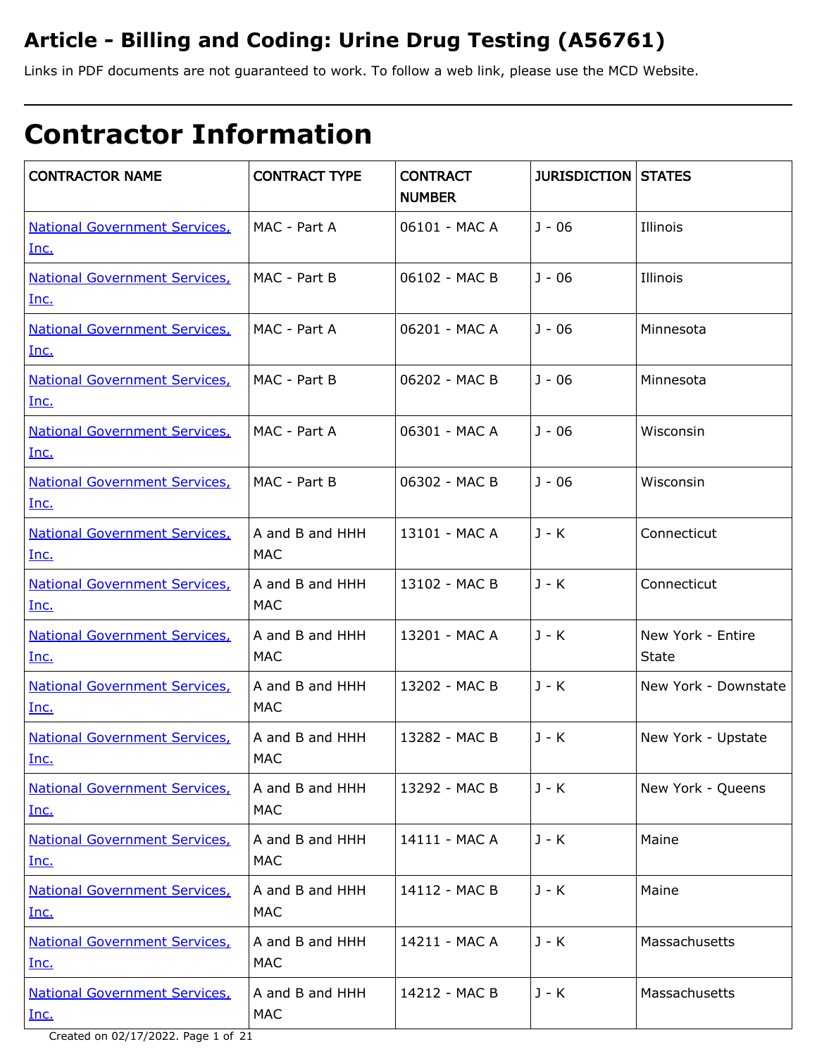# Article - Billing and Coding: Urine Drug Testing (A56761)

Links in PDF documents are not guaranteed to work. To follow a web link, please use the MCD Website.

# Contractor Information

| CONTRACTOR NAME | CONTRACT TYPE | CONTRACT NUMBER | JURISDICTION | STATES |
| --- | --- | --- | --- | --- |
| National Government Services, Inc. | MAC - Part A | 06101 - MAC A | J - 06 | Illinois |
| National Government Services, Inc. | MAC - Part B | 06102 - MAC B | J - 06 | Illinois |
| National Government Services, Inc. | MAC - Part A | 06201 - MAC A | J - 06 | Minnesota |
| National Government Services, Inc. | MAC - Part B | 06202 - MAC B | J - 06 | Minnesota |
| National Government Services, Inc. | MAC - Part A | 06301 - MAC A | J - 06 | Wisconsin |
| National Government Services, Inc. | MAC - Part B | 06302 - MAC B | J - 06 | Wisconsin |
| National Government Services, Inc. | A and B and HHH MAC | 13101 - MAC A | J - K | Connecticut |
| National Government Services, Inc. | A and B and HHH MAC | 13102 - MAC B | J - K | Connecticut |
| National Government Services, Inc. | A and B and HHH MAC | 13201 - MAC A | J - K | New York - Entire State |
| National Government Services, Inc. | A and B and HHH MAC | 13202 - MAC B | J - K | New York - Downstate |
| National Government Services, Inc. | A and B and HHH MAC | 13282 - MAC B | J - K | New York - Upstate |
| National Government Services, Inc. | A and B and HHH MAC | 13292 - MAC B | J - K | New York - Queens |
| National Government Services, Inc. | A and B and HHH MAC | 14111 - MAC A | J - K | Maine |
| National Government Services, Inc. | A and B and HHH MAC | 14112 - MAC B | J - K | Maine |
| National Government Services, Inc. | A and B and HHH MAC | 14211 - MAC A | J - K | Massachusetts |
| National Government Services, Inc. | A and B and HHH MAC | 14212 - MAC B | J - K | Massachusetts |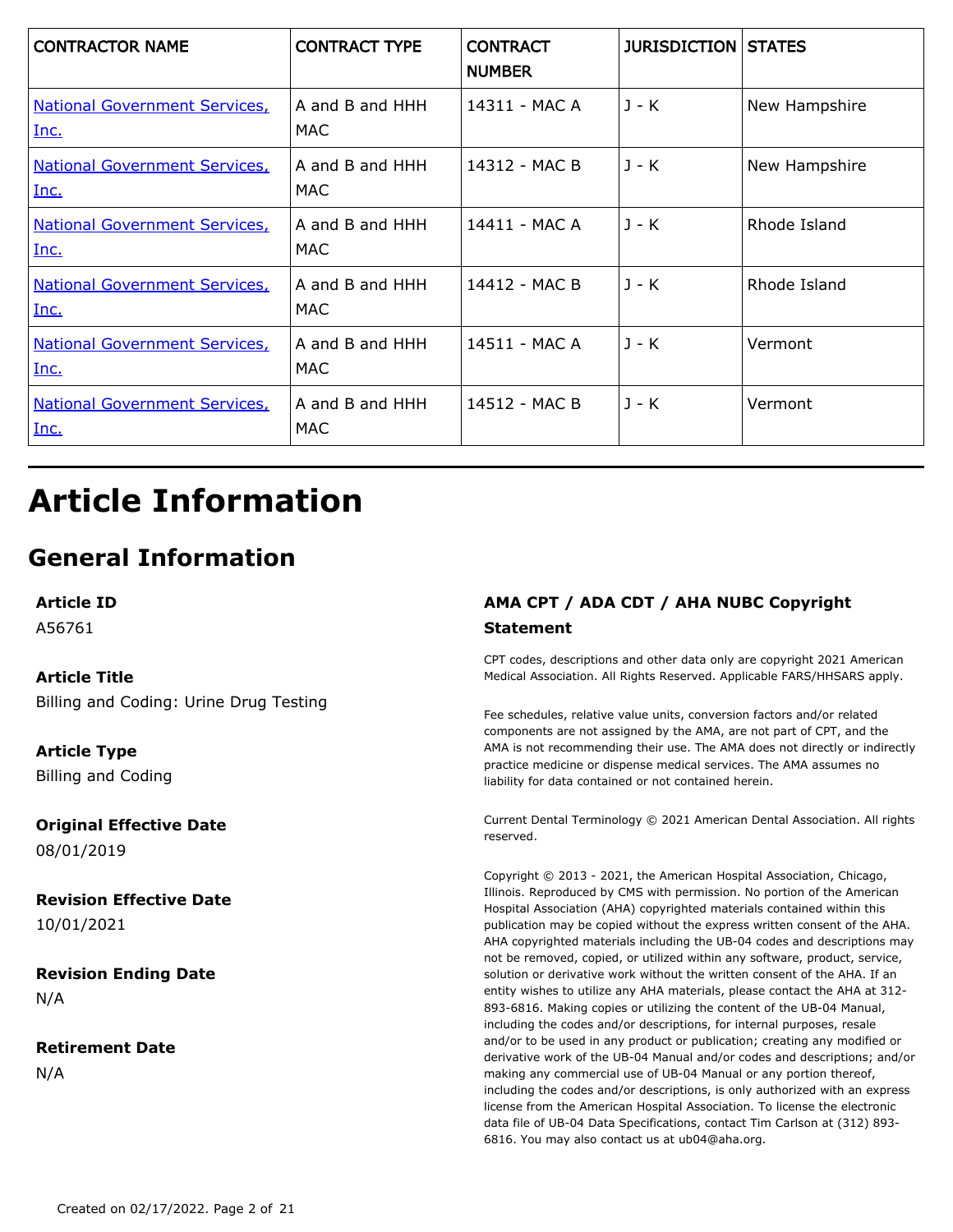| CONTRACTOR NAME | CONTRACT TYPE | CONTRACT NUMBER | JURISDICTION | STATES |
|---|---|---|---|---|
| National Government Services, Inc. | A and B and HHH MAC | 14311 - MAC A | J - K | New Hampshire |
| National Government Services, Inc. | A and B and HHH MAC | 14312 - MAC B | J - K | New Hampshire |
| National Government Services, Inc. | A and B and HHH MAC | 14411 - MAC A | J - K | Rhode Island |
| National Government Services, Inc. | A and B and HHH MAC | 14412 - MAC B | J - K | Rhode Island |
| National Government Services, Inc. | A and B and HHH MAC | 14511 - MAC A | J - K | Vermont |
| National Government Services, Inc. | A and B and HHH MAC | 14512 - MAC B | J - K | Vermont |

# Article Information

## General Information

**Article ID**

A56761

**Article Title**

Billing and Coding: Urine Drug Testing

**Article Type**

Billing and Coding

**Original Effective Date**

08/01/2019

**Revision Effective Date**

10/01/2021

**Revision Ending Date**

N/A

**Retirement Date**

N/A

**AMA CPT / ADA CDT / AHA NUBC Copyright Statement**

CPT codes, descriptions and other data only are copyright 2021 American Medical Association. All Rights Reserved. Applicable FARS/HHSARS apply.

Fee schedules, relative value units, conversion factors and/or related components are not assigned by the AMA, are not part of CPT, and the AMA is not recommending their use. The AMA does not directly or indirectly practice medicine or dispense medical services. The AMA assumes no liability for data contained or not contained herein.

Current Dental Terminology © 2021 American Dental Association. All rights reserved.

Copyright © 2013 - 2021, the American Hospital Association, Chicago, Illinois. Reproduced by CMS with permission. No portion of the American Hospital Association (AHA) copyrighted materials contained within this publication may be copied without the express written consent of the AHA. AHA copyrighted materials including the UB-04 codes and descriptions may not be removed, copied, or utilized within any software, product, service, solution or derivative work without the written consent of the AHA. If an entity wishes to utilize any AHA materials, please contact the AHA at 312-893-6816. Making copies or utilizing the content of the UB-04 Manual, including the codes and/or descriptions, for internal purposes, resale and/or to be used in any product or publication; creating any modified or derivative work of the UB-04 Manual and/or codes and descriptions; and/or making any commercial use of UB-04 Manual or any portion thereof, including the codes and/or descriptions, is only authorized with an express license from the American Hospital Association. To license the electronic data file of UB-04 Data Specifications, contact Tim Carlson at (312) 893-6816. You may also contact us at ub04@aha.org.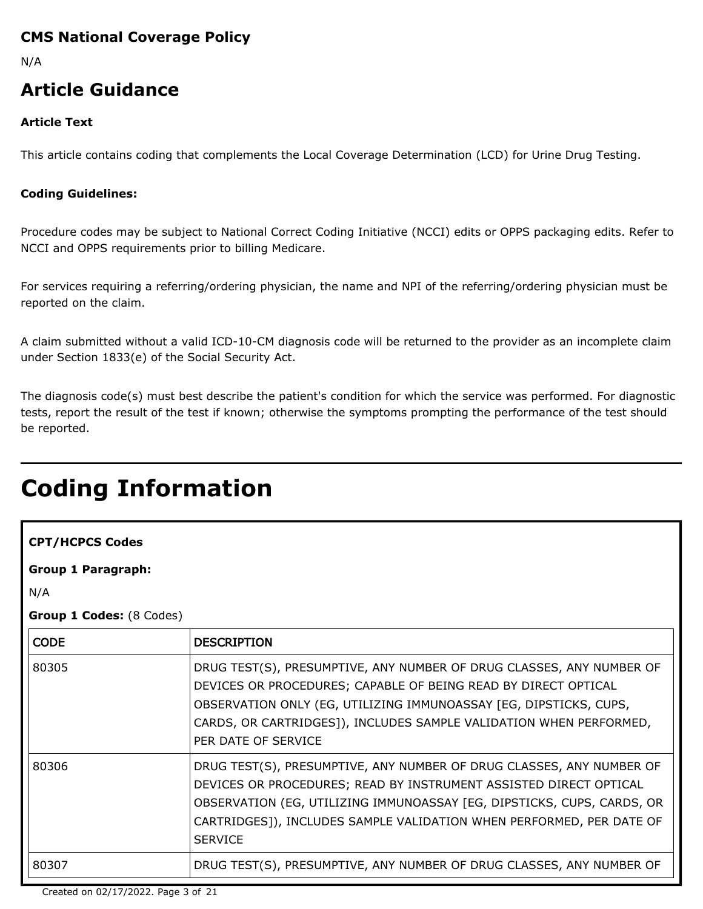**CMS National Coverage Policy**

N/A

## Article Guidance

**Article Text**

This article contains coding that complements the Local Coverage Determination (LCD) for Urine Drug Testing.

**Coding Guidelines:**

Procedure codes may be subject to National Correct Coding Initiative (NCCI) edits or OPPS packaging edits. Refer to NCCI and OPPS requirements prior to billing Medicare.

For services requiring a referring/ordering physician, the name and NPI of the referring/ordering physician must be reported on the claim.

A claim submitted without a valid ICD-10-CM diagnosis code will be returned to the provider as an incomplete claim under Section 1833(e) of the Social Security Act.

The diagnosis code(s) must best describe the patient's condition for which the service was performed. For diagnostic tests, report the result of the test if known; otherwise the symptoms prompting the performance of the test should be reported.

# Coding Information

**CPT/HCPCS Codes**

**Group 1 Paragraph:**

N/A

**Group 1 Codes:** (8 Codes)

| CODE | DESCRIPTION |
|---|---|
| 80305 | DRUG TEST(S), PRESUMPTIVE, ANY NUMBER OF DRUG CLASSES, ANY NUMBER OF DEVICES OR PROCEDURES; CAPABLE OF BEING READ BY DIRECT OPTICAL OBSERVATION ONLY (EG, UTILIZING IMMUNOASSAY [EG, DIPSTICKS, CUPS, CARDS, OR CARTRIDGES]), INCLUDES SAMPLE VALIDATION WHEN PERFORMED, PER DATE OF SERVICE |
| 80306 | DRUG TEST(S), PRESUMPTIVE, ANY NUMBER OF DRUG CLASSES, ANY NUMBER OF DEVICES OR PROCEDURES; READ BY INSTRUMENT ASSISTED DIRECT OPTICAL OBSERVATION (EG, UTILIZING IMMUNOASSAY [EG, DIPSTICKS, CUPS, CARDS, OR CARTRIDGES]), INCLUDES SAMPLE VALIDATION WHEN PERFORMED, PER DATE OF SERVICE |
| 80307 | DRUG TEST(S), PRESUMPTIVE, ANY NUMBER OF DRUG CLASSES, ANY NUMBER OF |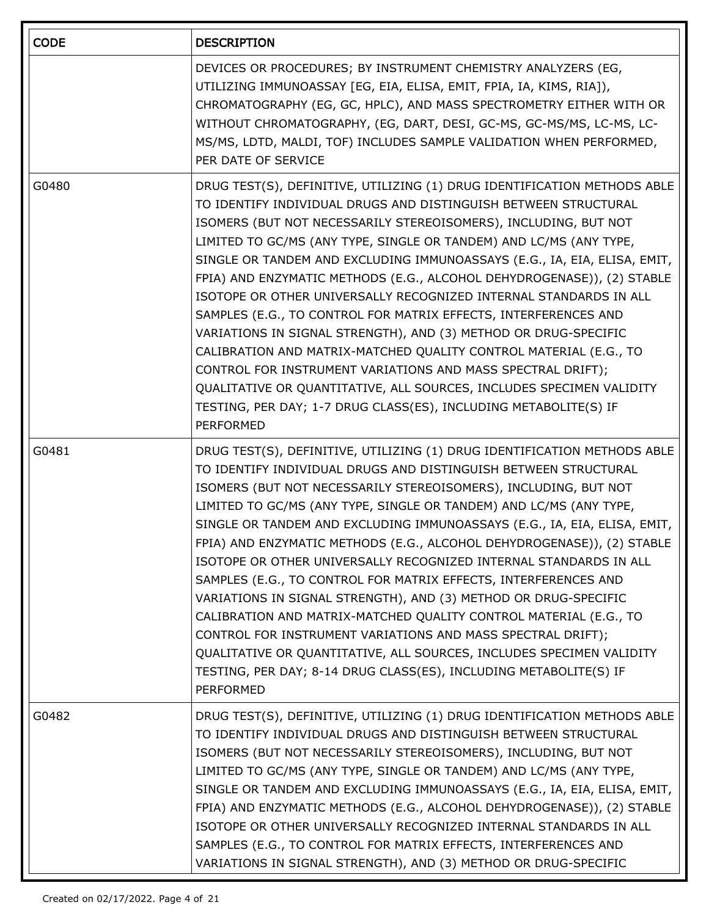| CODE | DESCRIPTION |
|---|---|
| | DEVICES OR PROCEDURES; BY INSTRUMENT CHEMISTRY ANALYZERS (EG, UTILIZING IMMUNOASSAY [EG, EIA, ELISA, EMIT, FPIA, IA, KIMS, RIA]), CHROMATOGRAPHY (EG, GC, HPLC), AND MASS SPECTROMETRY EITHER WITH OR WITHOUT CHROMATOGRAPHY, (EG, DART, DESI, GC-MS, GC-MS/MS, LC-MS, LC-MS/MS, LDTD, MALDI, TOF) INCLUDES SAMPLE VALIDATION WHEN PERFORMED, PER DATE OF SERVICE |
| G0480 | DRUG TEST(S), DEFINITIVE, UTILIZING (1) DRUG IDENTIFICATION METHODS ABLE TO IDENTIFY INDIVIDUAL DRUGS AND DISTINGUISH BETWEEN STRUCTURAL ISOMERS (BUT NOT NECESSARILY STEREOISOMERS), INCLUDING, BUT NOT LIMITED TO GC/MS (ANY TYPE, SINGLE OR TANDEM) AND LC/MS (ANY TYPE, SINGLE OR TANDEM AND EXCLUDING IMMUNOASSAYS (E.G., IA, EIA, ELISA, EMIT, FPIA) AND ENZYMATIC METHODS (E.G., ALCOHOL DEHYDROGENASE)), (2) STABLE ISOTOPE OR OTHER UNIVERSALLY RECOGNIZED INTERNAL STANDARDS IN ALL SAMPLES (E.G., TO CONTROL FOR MATRIX EFFECTS, INTERFERENCES AND VARIATIONS IN SIGNAL STRENGTH), AND (3) METHOD OR DRUG-SPECIFIC CALIBRATION AND MATRIX-MATCHED QUALITY CONTROL MATERIAL (E.G., TO CONTROL FOR INSTRUMENT VARIATIONS AND MASS SPECTRAL DRIFT); QUALITATIVE OR QUANTITATIVE, ALL SOURCES, INCLUDES SPECIMEN VALIDITY TESTING, PER DAY; 1-7 DRUG CLASS(ES), INCLUDING METABOLITE(S) IF PERFORMED |
| G0481 | DRUG TEST(S), DEFINITIVE, UTILIZING (1) DRUG IDENTIFICATION METHODS ABLE TO IDENTIFY INDIVIDUAL DRUGS AND DISTINGUISH BETWEEN STRUCTURAL ISOMERS (BUT NOT NECESSARILY STEREOISOMERS), INCLUDING, BUT NOT LIMITED TO GC/MS (ANY TYPE, SINGLE OR TANDEM) AND LC/MS (ANY TYPE, SINGLE OR TANDEM AND EXCLUDING IMMUNOASSAYS (E.G., IA, EIA, ELISA, EMIT, FPIA) AND ENZYMATIC METHODS (E.G., ALCOHOL DEHYDROGENASE)), (2) STABLE ISOTOPE OR OTHER UNIVERSALLY RECOGNIZED INTERNAL STANDARDS IN ALL SAMPLES (E.G., TO CONTROL FOR MATRIX EFFECTS, INTERFERENCES AND VARIATIONS IN SIGNAL STRENGTH), AND (3) METHOD OR DRUG-SPECIFIC CALIBRATION AND MATRIX-MATCHED QUALITY CONTROL MATERIAL (E.G., TO CONTROL FOR INSTRUMENT VARIATIONS AND MASS SPECTRAL DRIFT); QUALITATIVE OR QUANTITATIVE, ALL SOURCES, INCLUDES SPECIMEN VALIDITY TESTING, PER DAY; 8-14 DRUG CLASS(ES), INCLUDING METABOLITE(S) IF PERFORMED |
| G0482 | DRUG TEST(S), DEFINITIVE, UTILIZING (1) DRUG IDENTIFICATION METHODS ABLE TO IDENTIFY INDIVIDUAL DRUGS AND DISTINGUISH BETWEEN STRUCTURAL ISOMERS (BUT NOT NECESSARILY STEREOISOMERS), INCLUDING, BUT NOT LIMITED TO GC/MS (ANY TYPE, SINGLE OR TANDEM) AND LC/MS (ANY TYPE, SINGLE OR TANDEM AND EXCLUDING IMMUNOASSAYS (E.G., IA, EIA, ELISA, EMIT, FPIA) AND ENZYMATIC METHODS (E.G., ALCOHOL DEHYDROGENASE)), (2) STABLE ISOTOPE OR OTHER UNIVERSALLY RECOGNIZED INTERNAL STANDARDS IN ALL SAMPLES (E.G., TO CONTROL FOR MATRIX EFFECTS, INTERFERENCES AND VARIATIONS IN SIGNAL STRENGTH), AND (3) METHOD OR DRUG-SPECIFIC |

Created on 02/17/2022.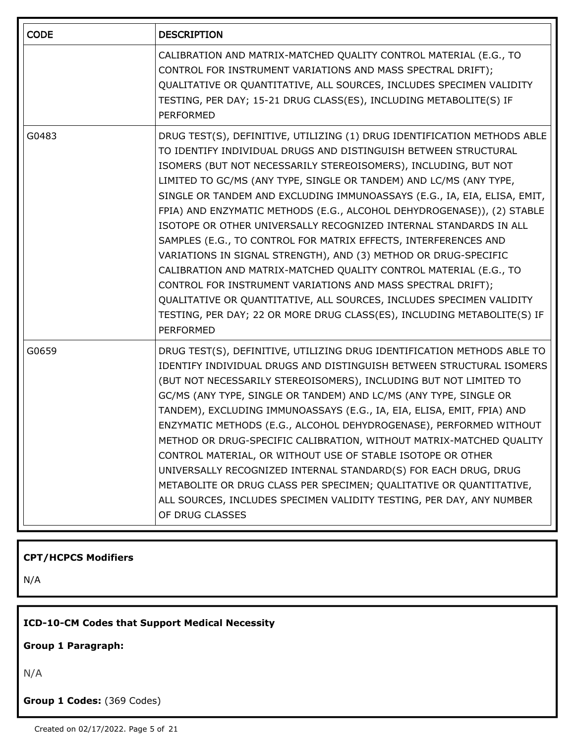| CODE | DESCRIPTION |
| --- | --- |
| | CALIBRATION AND MATRIX-MATCHED QUALITY CONTROL MATERIAL (E.G., TO CONTROL FOR INSTRUMENT VARIATIONS AND MASS SPECTRAL DRIFT); QUALITATIVE OR QUANTITATIVE, ALL SOURCES, INCLUDES SPECIMEN VALIDITY TESTING, PER DAY; 15-21 DRUG CLASS(ES), INCLUDING METABOLITE(S) IF PERFORMED |
| G0483 | DRUG TEST(S), DEFINITIVE, UTILIZING (1) DRUG IDENTIFICATION METHODS ABLE TO IDENTIFY INDIVIDUAL DRUGS AND DISTINGUISH BETWEEN STRUCTURAL ISOMERS (BUT NOT NECESSARILY STEREOISOMERS), INCLUDING, BUT NOT LIMITED TO GC/MS (ANY TYPE, SINGLE OR TANDEM) AND LC/MS (ANY TYPE, SINGLE OR TANDEM AND EXCLUDING IMMUNOASSAYS (E.G., IA, EIA, ELISA, EMIT, FPIA) AND ENZYMATIC METHODS (E.G., ALCOHOL DEHYDROGENASE)), (2) STABLE ISOTOPE OR OTHER UNIVERSALLY RECOGNIZED INTERNAL STANDARDS IN ALL SAMPLES (E.G., TO CONTROL FOR MATRIX EFFECTS, INTERFERENCES AND VARIATIONS IN SIGNAL STRENGTH), AND (3) METHOD OR DRUG-SPECIFIC CALIBRATION AND MATRIX-MATCHED QUALITY CONTROL MATERIAL (E.G., TO CONTROL FOR INSTRUMENT VARIATIONS AND MASS SPECTRAL DRIFT); QUALITATIVE OR QUANTITATIVE, ALL SOURCES, INCLUDES SPECIMEN VALIDITY TESTING, PER DAY; 22 OR MORE DRUG CLASS(ES), INCLUDING METABOLITE(S) IF PERFORMED |
| G0659 | DRUG TEST(S), DEFINITIVE, UTILIZING DRUG IDENTIFICATION METHODS ABLE TO IDENTIFY INDIVIDUAL DRUGS AND DISTINGUISH BETWEEN STRUCTURAL ISOMERS (BUT NOT NECESSARILY STEREOISOMERS), INCLUDING BUT NOT LIMITED TO GC/MS (ANY TYPE, SINGLE OR TANDEM) AND LC/MS (ANY TYPE, SINGLE OR TANDEM), EXCLUDING IMMUNOASSAYS (E.G., IA, EIA, ELISA, EMIT, FPIA) AND ENZYMATIC METHODS (E.G., ALCOHOL DEHYDROGENASE), PERFORMED WITHOUT METHOD OR DRUG-SPECIFIC CALIBRATION, WITHOUT MATRIX-MATCHED QUALITY CONTROL MATERIAL, OR WITHOUT USE OF STABLE ISOTOPE OR OTHER UNIVERSALLY RECOGNIZED INTERNAL STANDARD(S) FOR EACH DRUG, DRUG METABOLITE OR DRUG CLASS PER SPECIMEN; QUALITATIVE OR QUANTITATIVE, ALL SOURCES, INCLUDES SPECIMEN VALIDITY TESTING, PER DAY, ANY NUMBER OF DRUG CLASSES |

**CPT/HCPCS Modifiers**

N/A

**ICD-10-CM Codes that Support Medical Necessity**

**Group 1 Paragraph:**

N/A

**Group 1 Codes:** (369 Codes)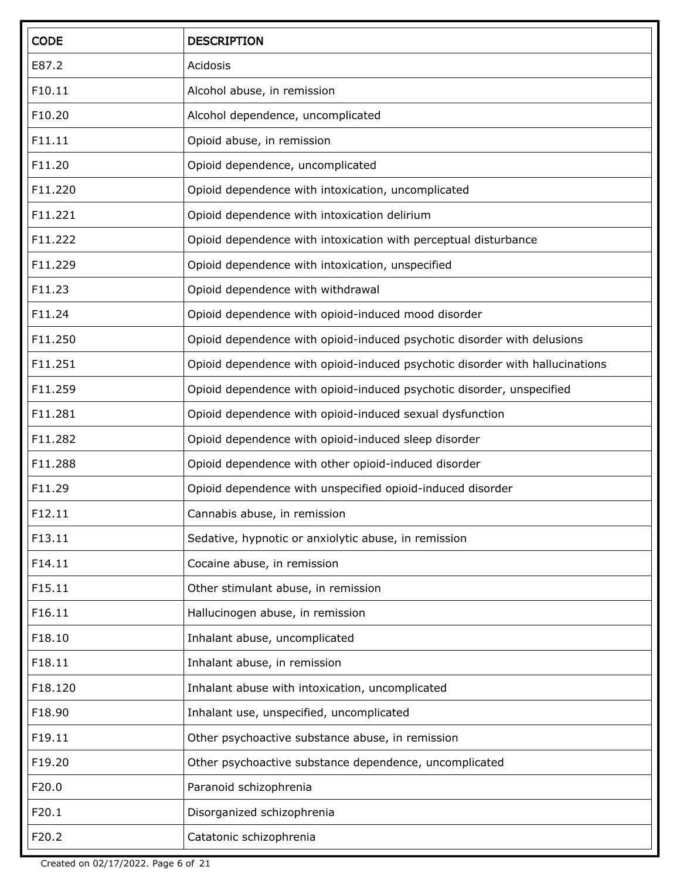| CODE | DESCRIPTION |
| --- | --- |
| E87.2 | Acidosis |
| F10.11 | Alcohol abuse, in remission |
| F10.20 | Alcohol dependence, uncomplicated |
| F11.11 | Opioid abuse, in remission |
| F11.20 | Opioid dependence, uncomplicated |
| F11.220 | Opioid dependence with intoxication, uncomplicated |
| F11.221 | Opioid dependence with intoxication delirium |
| F11.222 | Opioid dependence with intoxication with perceptual disturbance |
| F11.229 | Opioid dependence with intoxication, unspecified |
| F11.23 | Opioid dependence with withdrawal |
| F11.24 | Opioid dependence with opioid-induced mood disorder |
| F11.250 | Opioid dependence with opioid-induced psychotic disorder with delusions |
| F11.251 | Opioid dependence with opioid-induced psychotic disorder with hallucinations |
| F11.259 | Opioid dependence with opioid-induced psychotic disorder, unspecified |
| F11.281 | Opioid dependence with opioid-induced sexual dysfunction |
| F11.282 | Opioid dependence with opioid-induced sleep disorder |
| F11.288 | Opioid dependence with other opioid-induced disorder |
| F11.29 | Opioid dependence with unspecified opioid-induced disorder |
| F12.11 | Cannabis abuse, in remission |
| F13.11 | Sedative, hypnotic or anxiolytic abuse, in remission |
| F14.11 | Cocaine abuse, in remission |
| F15.11 | Other stimulant abuse, in remission |
| F16.11 | Hallucinogen abuse, in remission |
| F18.10 | Inhalant abuse, uncomplicated |
| F18.11 | Inhalant abuse, in remission |
| F18.120 | Inhalant abuse with intoxication, uncomplicated |
| F18.90 | Inhalant use, unspecified, uncomplicated |
| F19.11 | Other psychoactive substance abuse, in remission |
| F19.20 | Other psychoactive substance dependence, uncomplicated |
| F20.0 | Paranoid schizophrenia |
| F20.1 | Disorganized schizophrenia |
| F20.2 | Catatonic schizophrenia |

Created on 02/17/2022.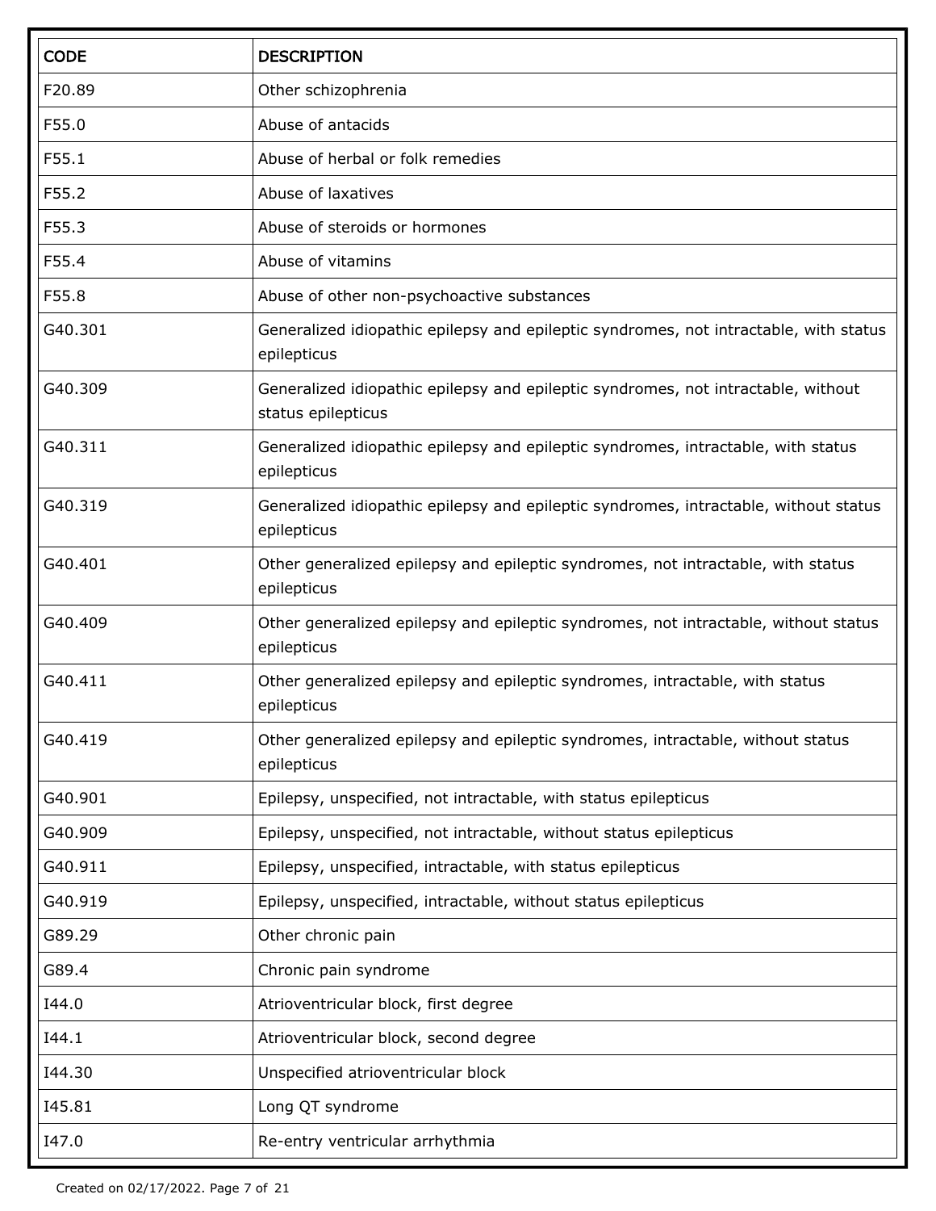| CODE | DESCRIPTION |
| --- | --- |
| F20.89 | Other schizophrenia |
| F55.0 | Abuse of antacids |
| F55.1 | Abuse of herbal or folk remedies |
| F55.2 | Abuse of laxatives |
| F55.3 | Abuse of steroids or hormones |
| F55.4 | Abuse of vitamins |
| F55.8 | Abuse of other non-psychoactive substances |
| G40.301 | Generalized idiopathic epilepsy and epileptic syndromes, not intractable, with status epilepticus |
| G40.309 | Generalized idiopathic epilepsy and epileptic syndromes, not intractable, without status epilepticus |
| G40.311 | Generalized idiopathic epilepsy and epileptic syndromes, intractable, with status epilepticus |
| G40.319 | Generalized idiopathic epilepsy and epileptic syndromes, intractable, without status epilepticus |
| G40.401 | Other generalized epilepsy and epileptic syndromes, not intractable, with status epilepticus |
| G40.409 | Other generalized epilepsy and epileptic syndromes, not intractable, without status epilepticus |
| G40.411 | Other generalized epilepsy and epileptic syndromes, intractable, with status epilepticus |
| G40.419 | Other generalized epilepsy and epileptic syndromes, intractable, without status epilepticus |
| G40.901 | Epilepsy, unspecified, not intractable, with status epilepticus |
| G40.909 | Epilepsy, unspecified, not intractable, without status epilepticus |
| G40.911 | Epilepsy, unspecified, intractable, with status epilepticus |
| G40.919 | Epilepsy, unspecified, intractable, without status epilepticus |
| G89.29 | Other chronic pain |
| G89.4 | Chronic pain syndrome |
| I44.0 | Atrioventricular block, first degree |
| I44.1 | Atrioventricular block, second degree |
| I44.30 | Unspecified atrioventricular block |
| I45.81 | Long QT syndrome |
| I47.0 | Re-entry ventricular arrhythmia |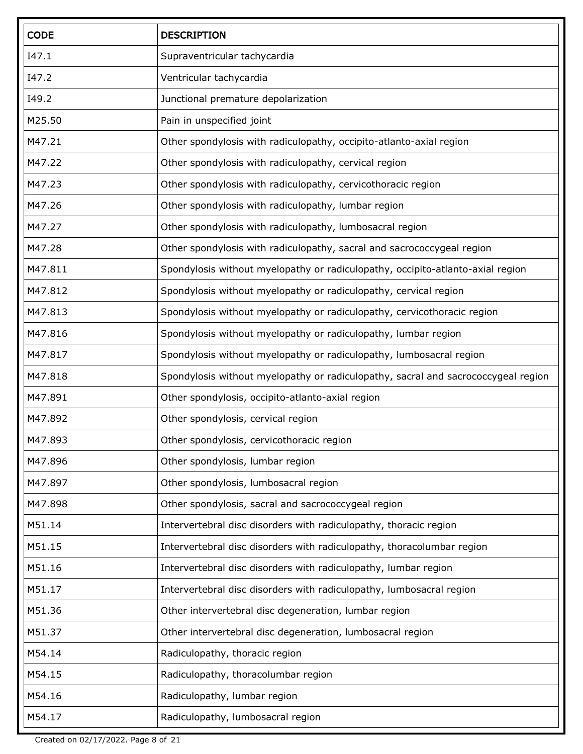| CODE | DESCRIPTION |
| --- | --- |
| I47.1 | Supraventricular tachycardia |
| I47.2 | Ventricular tachycardia |
| I49.2 | Junctional premature depolarization |
| M25.50 | Pain in unspecified joint |
| M47.21 | Other spondylosis with radiculopathy, occipito-atlanto-axial region |
| M47.22 | Other spondylosis with radiculopathy, cervical region |
| M47.23 | Other spondylosis with radiculopathy, cervicothoracic region |
| M47.26 | Other spondylosis with radiculopathy, lumbar region |
| M47.27 | Other spondylosis with radiculopathy, lumbosacral region |
| M47.28 | Other spondylosis with radiculopathy, sacral and sacrococcygeal region |
| M47.811 | Spondylosis without myelopathy or radiculopathy, occipito-atlanto-axial region |
| M47.812 | Spondylosis without myelopathy or radiculopathy, cervical region |
| M47.813 | Spondylosis without myelopathy or radiculopathy, cervicothoracic region |
| M47.816 | Spondylosis without myelopathy or radiculopathy, lumbar region |
| M47.817 | Spondylosis without myelopathy or radiculopathy, lumbosacral region |
| M47.818 | Spondylosis without myelopathy or radiculopathy, sacral and sacrococcygeal region |
| M47.891 | Other spondylosis, occipito-atlanto-axial region |
| M47.892 | Other spondylosis, cervical region |
| M47.893 | Other spondylosis, cervicothoracic region |
| M47.896 | Other spondylosis, lumbar region |
| M47.897 | Other spondylosis, lumbosacral region |
| M47.898 | Other spondylosis, sacral and sacrococcygeal region |
| M51.14 | Intervertebral disc disorders with radiculopathy, thoracic region |
| M51.15 | Intervertebral disc disorders with radiculopathy, thoracolumbar region |
| M51.16 | Intervertebral disc disorders with radiculopathy, lumbar region |
| M51.17 | Intervertebral disc disorders with radiculopathy, lumbosacral region |
| M51.36 | Other intervertebral disc degeneration, lumbar region |
| M51.37 | Other intervertebral disc degeneration, lumbosacral region |
| M54.14 | Radiculopathy, thoracic region |
| M54.15 | Radiculopathy, thoracolumbar region |
| M54.16 | Radiculopathy, lumbar region |
| M54.17 | Radiculopathy, lumbosacral region |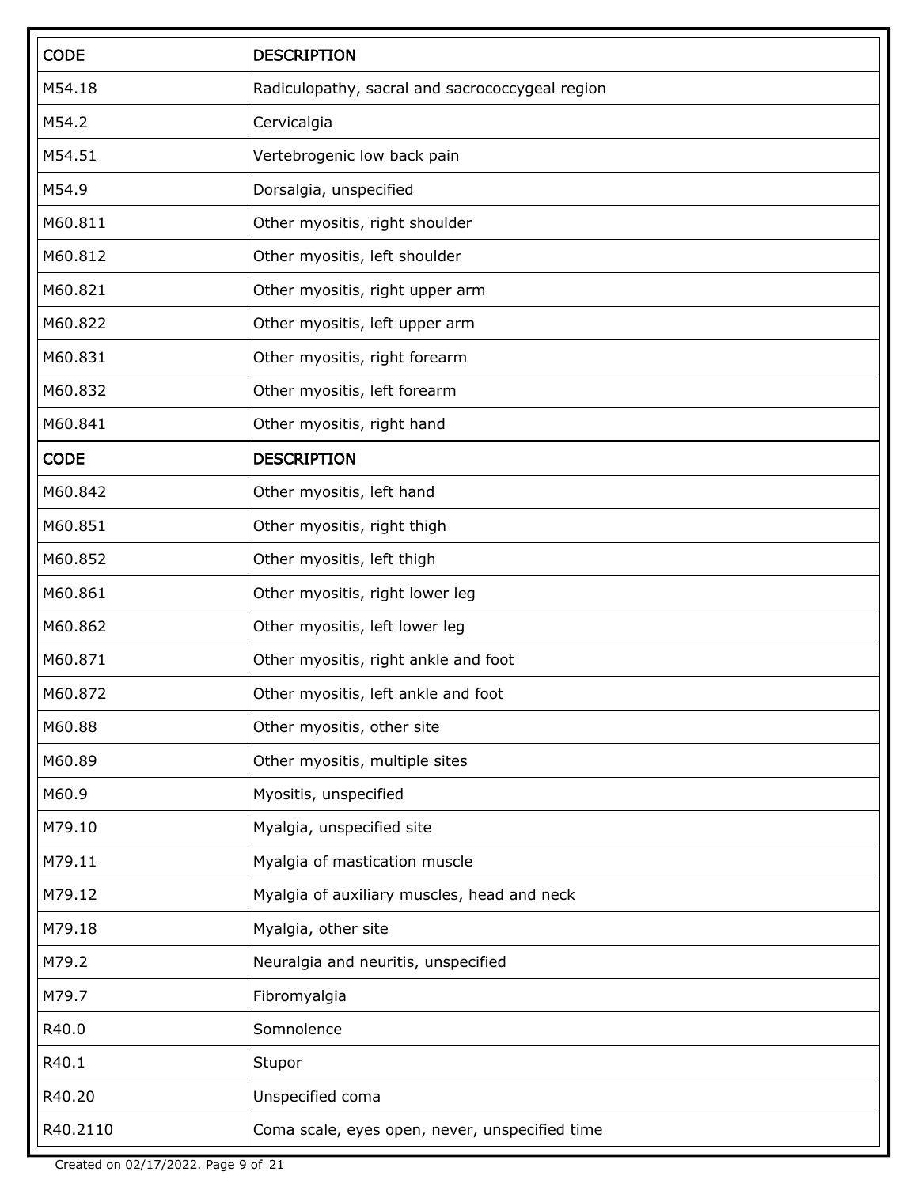| CODE | DESCRIPTION |
| --- | --- |
| M54.18 | Radiculopathy, sacral and sacrococcygeal region |
| M54.2 | Cervicalgia |
| M54.51 | Vertebrogenic low back pain |
| M54.9 | Dorsalgia, unspecified |
| M60.811 | Other myositis, right shoulder |
| M60.812 | Other myositis, left shoulder |
| M60.821 | Other myositis, right upper arm |
| M60.822 | Other myositis, left upper arm |
| M60.831 | Other myositis, right forearm |
| M60.832 | Other myositis, left forearm |
| M60.841 | Other myositis, right hand |
| M60.842 | Other myositis, left hand |
| M60.851 | Other myositis, right thigh |
| M60.852 | Other myositis, left thigh |
| M60.861 | Other myositis, right lower leg |
| M60.862 | Other myositis, left lower leg |
| M60.871 | Other myositis, right ankle and foot |
| M60.872 | Other myositis, left ankle and foot |
| M60.88 | Other myositis, other site |
| M60.89 | Other myositis, multiple sites |
| M60.9 | Myositis, unspecified |
| M79.10 | Myalgia, unspecified site |
| M79.11 | Myalgia of mastication muscle |
| M79.12 | Myalgia of auxiliary muscles, head and neck |
| M79.18 | Myalgia, other site |
| M79.2 | Neuralgia and neuritis, unspecified |
| M79.7 | Fibromyalgia |
| R40.0 | Somnolence |
| R40.1 | Stupor |
| R40.20 | Unspecified coma |
| R40.2110 | Coma scale, eyes open, never, unspecified time |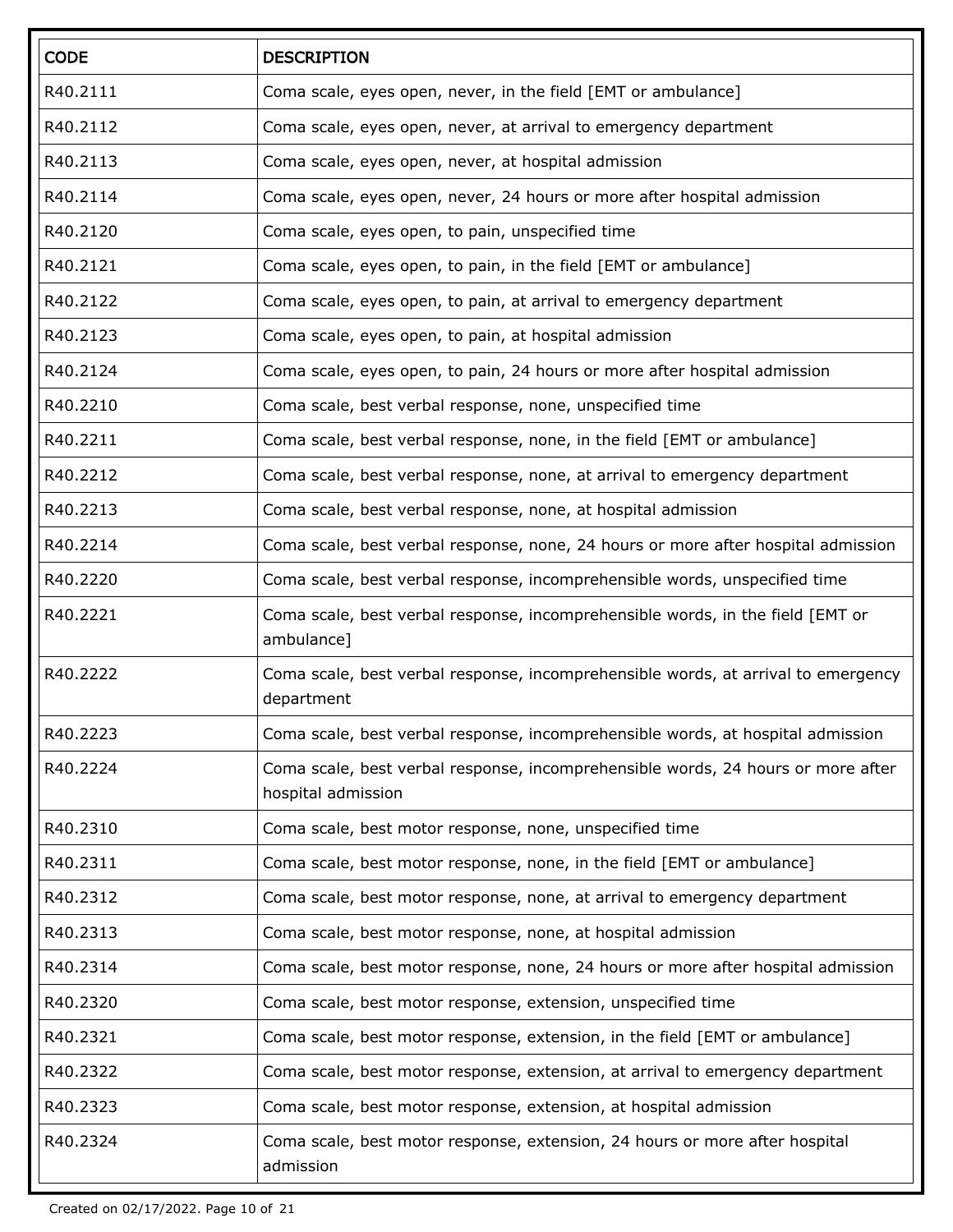| CODE | DESCRIPTION |
|---|---|
| R40.2111 | Coma scale, eyes open, never, in the field [EMT or ambulance] |
| R40.2112 | Coma scale, eyes open, never, at arrival to emergency department |
| R40.2113 | Coma scale, eyes open, never, at hospital admission |
| R40.2114 | Coma scale, eyes open, never, 24 hours or more after hospital admission |
| R40.2120 | Coma scale, eyes open, to pain, unspecified time |
| R40.2121 | Coma scale, eyes open, to pain, in the field [EMT or ambulance] |
| R40.2122 | Coma scale, eyes open, to pain, at arrival to emergency department |
| R40.2123 | Coma scale, eyes open, to pain, at hospital admission |
| R40.2124 | Coma scale, eyes open, to pain, 24 hours or more after hospital admission |
| R40.2210 | Coma scale, best verbal response, none, unspecified time |
| R40.2211 | Coma scale, best verbal response, none, in the field [EMT or ambulance] |
| R40.2212 | Coma scale, best verbal response, none, at arrival to emergency department |
| R40.2213 | Coma scale, best verbal response, none, at hospital admission |
| R40.2214 | Coma scale, best verbal response, none, 24 hours or more after hospital admission |
| R40.2220 | Coma scale, best verbal response, incomprehensible words, unspecified time |
| R40.2221 | Coma scale, best verbal response, incomprehensible words, in the field [EMT or ambulance] |
| R40.2222 | Coma scale, best verbal response, incomprehensible words, at arrival to emergency department |
| R40.2223 | Coma scale, best verbal response, incomprehensible words, at hospital admission |
| R40.2224 | Coma scale, best verbal response, incomprehensible words, 24 hours or more after hospital admission |
| R40.2310 | Coma scale, best motor response, none, unspecified time |
| R40.2311 | Coma scale, best motor response, none, in the field [EMT or ambulance] |
| R40.2312 | Coma scale, best motor response, none, at arrival to emergency department |
| R40.2313 | Coma scale, best motor response, none, at hospital admission |
| R40.2314 | Coma scale, best motor response, none, 24 hours or more after hospital admission |
| R40.2320 | Coma scale, best motor response, extension, unspecified time |
| R40.2321 | Coma scale, best motor response, extension, in the field [EMT or ambulance] |
| R40.2322 | Coma scale, best motor response, extension, at arrival to emergency department |
| R40.2323 | Coma scale, best motor response, extension, at hospital admission |
| R40.2324 | Coma scale, best motor response, extension, 24 hours or more after hospital admission |

Created on 02/17/2022.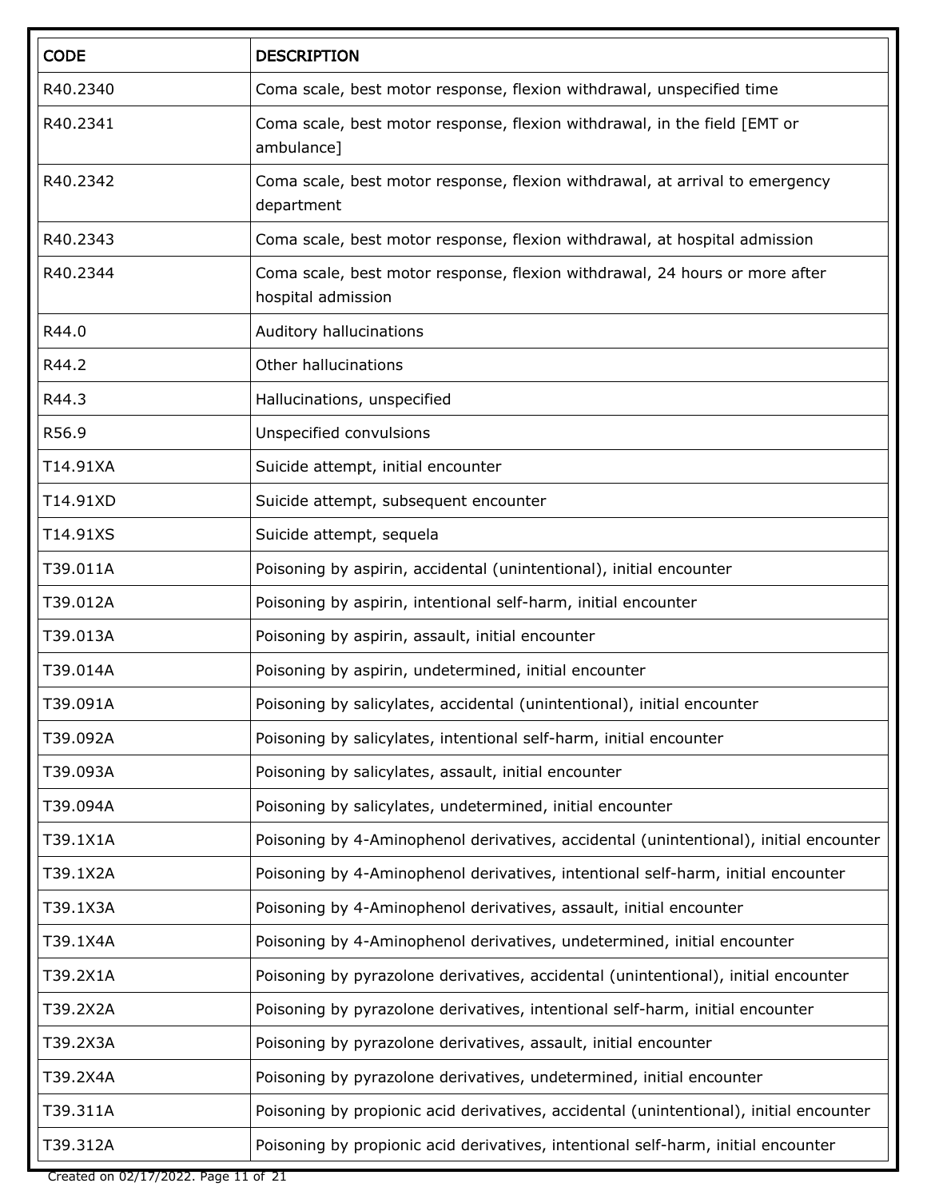| CODE | DESCRIPTION |
|---|---|
| R40.2340 | Coma scale, best motor response, flexion withdrawal, unspecified time |
| R40.2341 | Coma scale, best motor response, flexion withdrawal, in the field [EMT or ambulance] |
| R40.2342 | Coma scale, best motor response, flexion withdrawal, at arrival to emergency department |
| R40.2343 | Coma scale, best motor response, flexion withdrawal, at hospital admission |
| R40.2344 | Coma scale, best motor response, flexion withdrawal, 24 hours or more after hospital admission |
| R44.0 | Auditory hallucinations |
| R44.2 | Other hallucinations |
| R44.3 | Hallucinations, unspecified |
| R56.9 | Unspecified convulsions |
| T14.91XA | Suicide attempt, initial encounter |
| T14.91XD | Suicide attempt, subsequent encounter |
| T14.91XS | Suicide attempt, sequela |
| T39.011A | Poisoning by aspirin, accidental (unintentional), initial encounter |
| T39.012A | Poisoning by aspirin, intentional self-harm, initial encounter |
| T39.013A | Poisoning by aspirin, assault, initial encounter |
| T39.014A | Poisoning by aspirin, undetermined, initial encounter |
| T39.091A | Poisoning by salicylates, accidental (unintentional), initial encounter |
| T39.092A | Poisoning by salicylates, intentional self-harm, initial encounter |
| T39.093A | Poisoning by salicylates, assault, initial encounter |
| T39.094A | Poisoning by salicylates, undetermined, initial encounter |
| T39.1X1A | Poisoning by 4-Aminophenol derivatives, accidental (unintentional), initial encounter |
| T39.1X2A | Poisoning by 4-Aminophenol derivatives, intentional self-harm, initial encounter |
| T39.1X3A | Poisoning by 4-Aminophenol derivatives, assault, initial encounter |
| T39.1X4A | Poisoning by 4-Aminophenol derivatives, undetermined, initial encounter |
| T39.2X1A | Poisoning by pyrazolone derivatives, accidental (unintentional), initial encounter |
| T39.2X2A | Poisoning by pyrazolone derivatives, intentional self-harm, initial encounter |
| T39.2X3A | Poisoning by pyrazolone derivatives, assault, initial encounter |
| T39.2X4A | Poisoning by pyrazolone derivatives, undetermined, initial encounter |
| T39.311A | Poisoning by propionic acid derivatives, accidental (unintentional), initial encounter |
| T39.312A | Poisoning by propionic acid derivatives, intentional self-harm, initial encounter |

Created on 02/17/2022.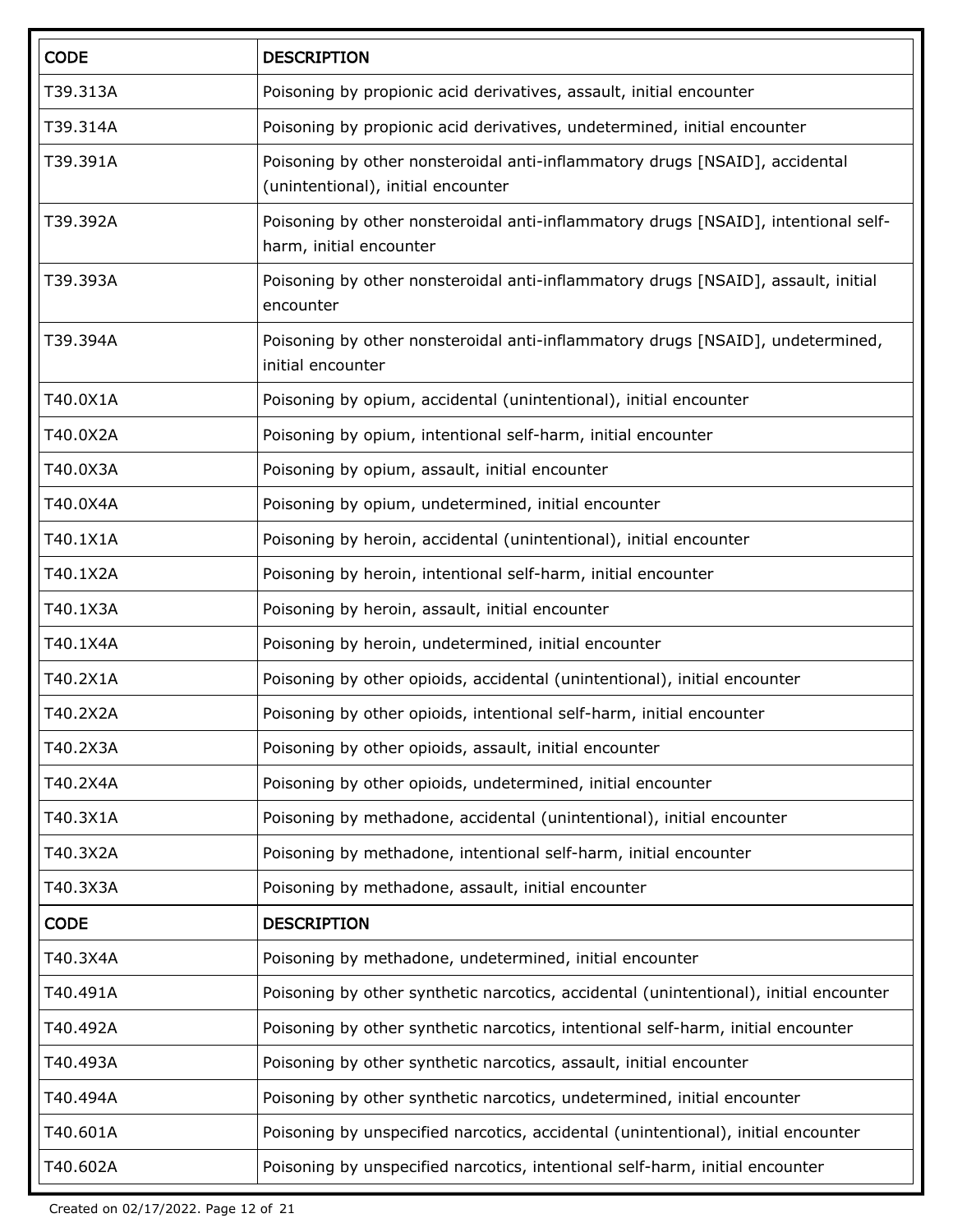| CODE | DESCRIPTION |
| --- | --- |
| T39.313A | Poisoning by propionic acid derivatives, assault, initial encounter |
| T39.314A | Poisoning by propionic acid derivatives, undetermined, initial encounter |
| T39.391A | Poisoning by other nonsteroidal anti-inflammatory drugs [NSAID], accidental (unintentional), initial encounter |
| T39.392A | Poisoning by other nonsteroidal anti-inflammatory drugs [NSAID], intentional self-harm, initial encounter |
| T39.393A | Poisoning by other nonsteroidal anti-inflammatory drugs [NSAID], assault, initial encounter |
| T39.394A | Poisoning by other nonsteroidal anti-inflammatory drugs [NSAID], undetermined, initial encounter |
| T40.0X1A | Poisoning by opium, accidental (unintentional), initial encounter |
| T40.0X2A | Poisoning by opium, intentional self-harm, initial encounter |
| T40.0X3A | Poisoning by opium, assault, initial encounter |
| T40.0X4A | Poisoning by opium, undetermined, initial encounter |
| T40.1X1A | Poisoning by heroin, accidental (unintentional), initial encounter |
| T40.1X2A | Poisoning by heroin, intentional self-harm, initial encounter |
| T40.1X3A | Poisoning by heroin, assault, initial encounter |
| T40.1X4A | Poisoning by heroin, undetermined, initial encounter |
| T40.2X1A | Poisoning by other opioids, accidental (unintentional), initial encounter |
| T40.2X2A | Poisoning by other opioids, intentional self-harm, initial encounter |
| T40.2X3A | Poisoning by other opioids, assault, initial encounter |
| T40.2X4A | Poisoning by other opioids, undetermined, initial encounter |
| T40.3X1A | Poisoning by methadone, accidental (unintentional), initial encounter |
| T40.3X2A | Poisoning by methadone, intentional self-harm, initial encounter |
| T40.3X3A | Poisoning by methadone, assault, initial encounter |
| T40.3X4A | Poisoning by methadone, undetermined, initial encounter |
| T40.491A | Poisoning by other synthetic narcotics, accidental (unintentional), initial encounter |
| T40.492A | Poisoning by other synthetic narcotics, intentional self-harm, initial encounter |
| T40.493A | Poisoning by other synthetic narcotics, assault, initial encounter |
| T40.494A | Poisoning by other synthetic narcotics, undetermined, initial encounter |
| T40.601A | Poisoning by unspecified narcotics, accidental (unintentional), initial encounter |
| T40.602A | Poisoning by unspecified narcotics, intentional self-harm, initial encounter |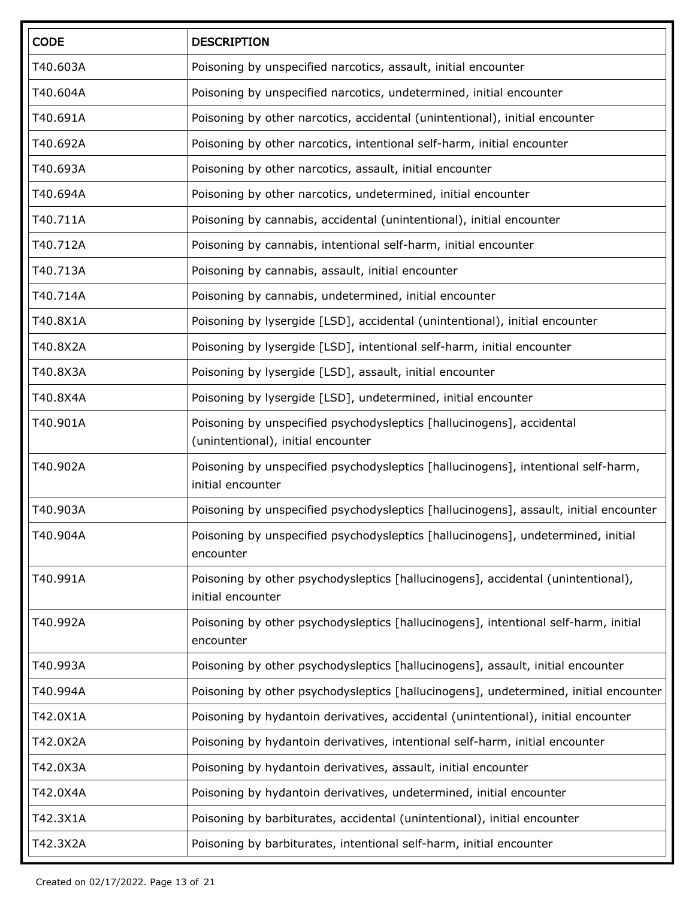| CODE | DESCRIPTION |
| --- | --- |
| T40.603A | Poisoning by unspecified narcotics, assault, initial encounter |
| T40.604A | Poisoning by unspecified narcotics, undetermined, initial encounter |
| T40.691A | Poisoning by other narcotics, accidental (unintentional), initial encounter |
| T40.692A | Poisoning by other narcotics, intentional self-harm, initial encounter |
| T40.693A | Poisoning by other narcotics, assault, initial encounter |
| T40.694A | Poisoning by other narcotics, undetermined, initial encounter |
| T40.711A | Poisoning by cannabis, accidental (unintentional), initial encounter |
| T40.712A | Poisoning by cannabis, intentional self-harm, initial encounter |
| T40.713A | Poisoning by cannabis, assault, initial encounter |
| T40.714A | Poisoning by cannabis, undetermined, initial encounter |
| T40.8X1A | Poisoning by lysergide [LSD], accidental (unintentional), initial encounter |
| T40.8X2A | Poisoning by lysergide [LSD], intentional self-harm, initial encounter |
| T40.8X3A | Poisoning by lysergide [LSD], assault, initial encounter |
| T40.8X4A | Poisoning by lysergide [LSD], undetermined, initial encounter |
| T40.901A | Poisoning by unspecified psychodysleptics [hallucinogens], accidental (unintentional), initial encounter |
| T40.902A | Poisoning by unspecified psychodysleptics [hallucinogens], intentional self-harm, initial encounter |
| T40.903A | Poisoning by unspecified psychodysleptics [hallucinogens], assault, initial encounter |
| T40.904A | Poisoning by unspecified psychodysleptics [hallucinogens], undetermined, initial encounter |
| T40.991A | Poisoning by other psychodysleptics [hallucinogens], accidental (unintentional), initial encounter |
| T40.992A | Poisoning by other psychodysleptics [hallucinogens], intentional self-harm, initial encounter |
| T40.993A | Poisoning by other psychodysleptics [hallucinogens], assault, initial encounter |
| T40.994A | Poisoning by other psychodysleptics [hallucinogens], undetermined, initial encounter |
| T42.0X1A | Poisoning by hydantoin derivatives, accidental (unintentional), initial encounter |
| T42.0X2A | Poisoning by hydantoin derivatives, intentional self-harm, initial encounter |
| T42.0X3A | Poisoning by hydantoin derivatives, assault, initial encounter |
| T42.0X4A | Poisoning by hydantoin derivatives, undetermined, initial encounter |
| T42.3X1A | Poisoning by barbiturates, accidental (unintentional), initial encounter |
| T42.3X2A | Poisoning by barbiturates, intentional self-harm, initial encounter |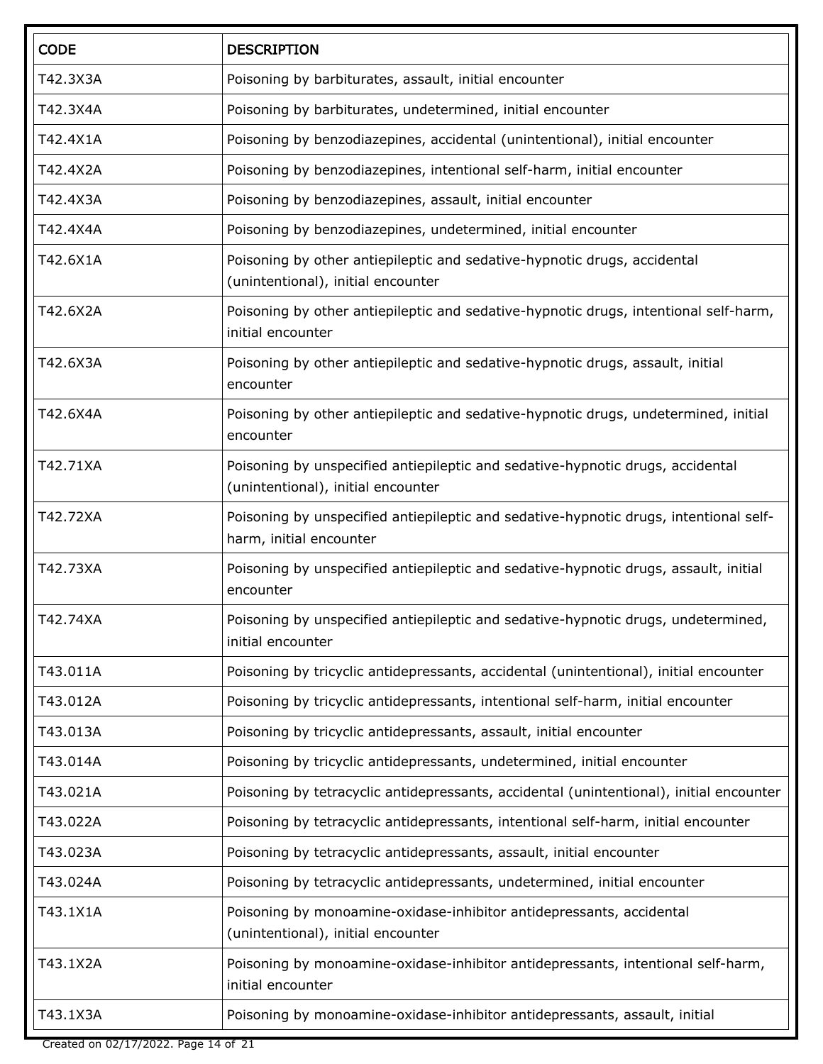| CODE | DESCRIPTION |
| --- | --- |
| T42.3X3A | Poisoning by barbiturates, assault, initial encounter |
| T42.3X4A | Poisoning by barbiturates, undetermined, initial encounter |
| T42.4X1A | Poisoning by benzodiazepines, accidental (unintentional), initial encounter |
| T42.4X2A | Poisoning by benzodiazepines, intentional self-harm, initial encounter |
| T42.4X3A | Poisoning by benzodiazepines, assault, initial encounter |
| T42.4X4A | Poisoning by benzodiazepines, undetermined, initial encounter |
| T42.6X1A | Poisoning by other antiepileptic and sedative-hypnotic drugs, accidental (unintentional), initial encounter |
| T42.6X2A | Poisoning by other antiepileptic and sedative-hypnotic drugs, intentional self-harm, initial encounter |
| T42.6X3A | Poisoning by other antiepileptic and sedative-hypnotic drugs, assault, initial encounter |
| T42.6X4A | Poisoning by other antiepileptic and sedative-hypnotic drugs, undetermined, initial encounter |
| T42.71XA | Poisoning by unspecified antiepileptic and sedative-hypnotic drugs, accidental (unintentional), initial encounter |
| T42.72XA | Poisoning by unspecified antiepileptic and sedative-hypnotic drugs, intentional self-harm, initial encounter |
| T42.73XA | Poisoning by unspecified antiepileptic and sedative-hypnotic drugs, assault, initial encounter |
| T42.74XA | Poisoning by unspecified antiepileptic and sedative-hypnotic drugs, undetermined, initial encounter |
| T43.011A | Poisoning by tricyclic antidepressants, accidental (unintentional), initial encounter |
| T43.012A | Poisoning by tricyclic antidepressants, intentional self-harm, initial encounter |
| T43.013A | Poisoning by tricyclic antidepressants, assault, initial encounter |
| T43.014A | Poisoning by tricyclic antidepressants, undetermined, initial encounter |
| T43.021A | Poisoning by tetracyclic antidepressants, accidental (unintentional), initial encounter |
| T43.022A | Poisoning by tetracyclic antidepressants, intentional self-harm, initial encounter |
| T43.023A | Poisoning by tetracyclic antidepressants, assault, initial encounter |
| T43.024A | Poisoning by tetracyclic antidepressants, undetermined, initial encounter |
| T43.1X1A | Poisoning by monoamine-oxidase-inhibitor antidepressants, accidental (unintentional), initial encounter |
| T43.1X2A | Poisoning by monoamine-oxidase-inhibitor antidepressants, intentional self-harm, initial encounter |
| T43.1X3A | Poisoning by monoamine-oxidase-inhibitor antidepressants, assault, initial |

Created on 02/17/2022.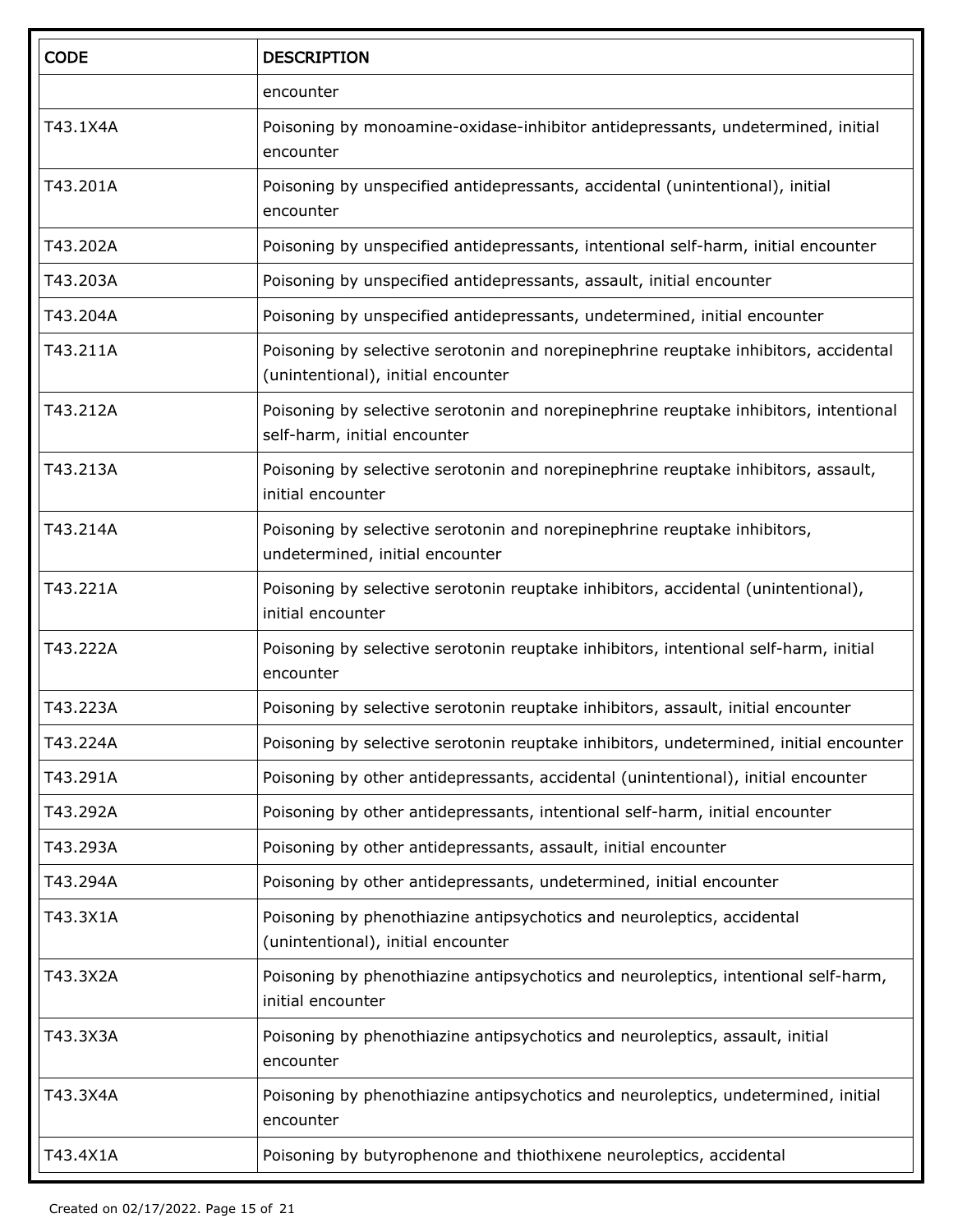| CODE | DESCRIPTION |
| --- | --- |
| | encounter |
| T43.1X4A | Poisoning by monoamine-oxidase-inhibitor antidepressants, undetermined, initial encounter |
| T43.201A | Poisoning by unspecified antidepressants, accidental (unintentional), initial encounter |
| T43.202A | Poisoning by unspecified antidepressants, intentional self-harm, initial encounter |
| T43.203A | Poisoning by unspecified antidepressants, assault, initial encounter |
| T43.204A | Poisoning by unspecified antidepressants, undetermined, initial encounter |
| T43.211A | Poisoning by selective serotonin and norepinephrine reuptake inhibitors, accidental (unintentional), initial encounter |
| T43.212A | Poisoning by selective serotonin and norepinephrine reuptake inhibitors, intentional self-harm, initial encounter |
| T43.213A | Poisoning by selective serotonin and norepinephrine reuptake inhibitors, assault, initial encounter |
| T43.214A | Poisoning by selective serotonin and norepinephrine reuptake inhibitors, undetermined, initial encounter |
| T43.221A | Poisoning by selective serotonin reuptake inhibitors, accidental (unintentional), initial encounter |
| T43.222A | Poisoning by selective serotonin reuptake inhibitors, intentional self-harm, initial encounter |
| T43.223A | Poisoning by selective serotonin reuptake inhibitors, assault, initial encounter |
| T43.224A | Poisoning by selective serotonin reuptake inhibitors, undetermined, initial encounter |
| T43.291A | Poisoning by other antidepressants, accidental (unintentional), initial encounter |
| T43.292A | Poisoning by other antidepressants, intentional self-harm, initial encounter |
| T43.293A | Poisoning by other antidepressants, assault, initial encounter |
| T43.294A | Poisoning by other antidepressants, undetermined, initial encounter |
| T43.3X1A | Poisoning by phenothiazine antipsychotics and neuroleptics, accidental (unintentional), initial encounter |
| T43.3X2A | Poisoning by phenothiazine antipsychotics and neuroleptics, intentional self-harm, initial encounter |
| T43.3X3A | Poisoning by phenothiazine antipsychotics and neuroleptics, assault, initial encounter |
| T43.3X4A | Poisoning by phenothiazine antipsychotics and neuroleptics, undetermined, initial encounter |
| T43.4X1A | Poisoning by butyrophenone and thiothixene neuroleptics, accidental |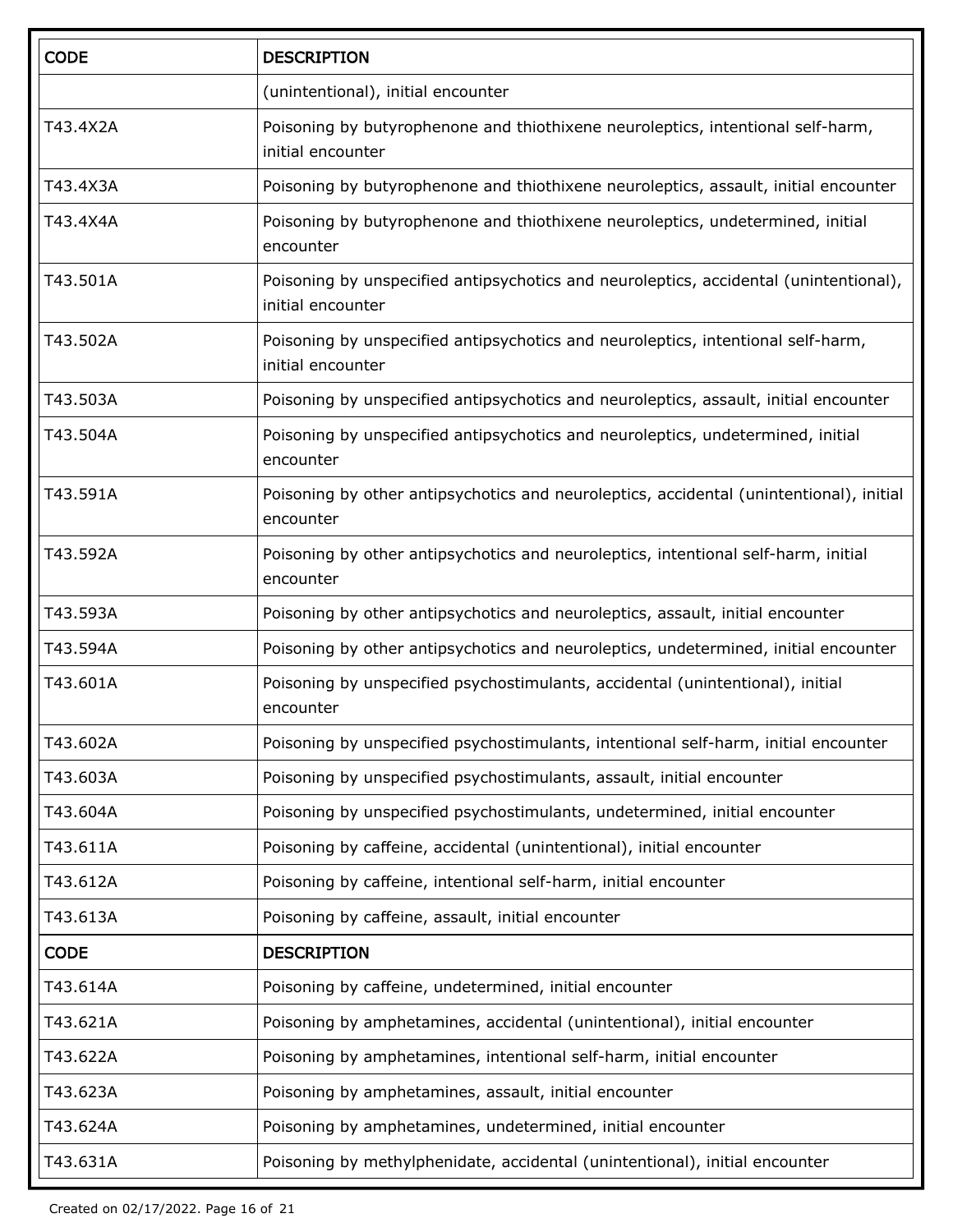| CODE | DESCRIPTION |
| --- | --- |
| | (unintentional), initial encounter |
| T43.4X2A | Poisoning by butyrophenone and thiothixene neuroleptics, intentional self-harm, initial encounter |
| T43.4X3A | Poisoning by butyrophenone and thiothixene neuroleptics, assault, initial encounter |
| T43.4X4A | Poisoning by butyrophenone and thiothixene neuroleptics, undetermined, initial encounter |
| T43.501A | Poisoning by unspecified antipsychotics and neuroleptics, accidental (unintentional), initial encounter |
| T43.502A | Poisoning by unspecified antipsychotics and neuroleptics, intentional self-harm, initial encounter |
| T43.503A | Poisoning by unspecified antipsychotics and neuroleptics, assault, initial encounter |
| T43.504A | Poisoning by unspecified antipsychotics and neuroleptics, undetermined, initial encounter |
| T43.591A | Poisoning by other antipsychotics and neuroleptics, accidental (unintentional), initial encounter |
| T43.592A | Poisoning by other antipsychotics and neuroleptics, intentional self-harm, initial encounter |
| T43.593A | Poisoning by other antipsychotics and neuroleptics, assault, initial encounter |
| T43.594A | Poisoning by other antipsychotics and neuroleptics, undetermined, initial encounter |
| T43.601A | Poisoning by unspecified psychostimulants, accidental (unintentional), initial encounter |
| T43.602A | Poisoning by unspecified psychostimulants, intentional self-harm, initial encounter |
| T43.603A | Poisoning by unspecified psychostimulants, assault, initial encounter |
| T43.604A | Poisoning by unspecified psychostimulants, undetermined, initial encounter |
| T43.611A | Poisoning by caffeine, accidental (unintentional), initial encounter |
| T43.612A | Poisoning by caffeine, intentional self-harm, initial encounter |
| T43.613A | Poisoning by caffeine, assault, initial encounter |
| T43.614A | Poisoning by caffeine, undetermined, initial encounter |
| T43.621A | Poisoning by amphetamines, accidental (unintentional), initial encounter |
| T43.622A | Poisoning by amphetamines, intentional self-harm, initial encounter |
| T43.623A | Poisoning by amphetamines, assault, initial encounter |
| T43.624A | Poisoning by amphetamines, undetermined, initial encounter |
| T43.631A | Poisoning by methylphenidate, accidental (unintentional), initial encounter |

Created on 02/17/2022.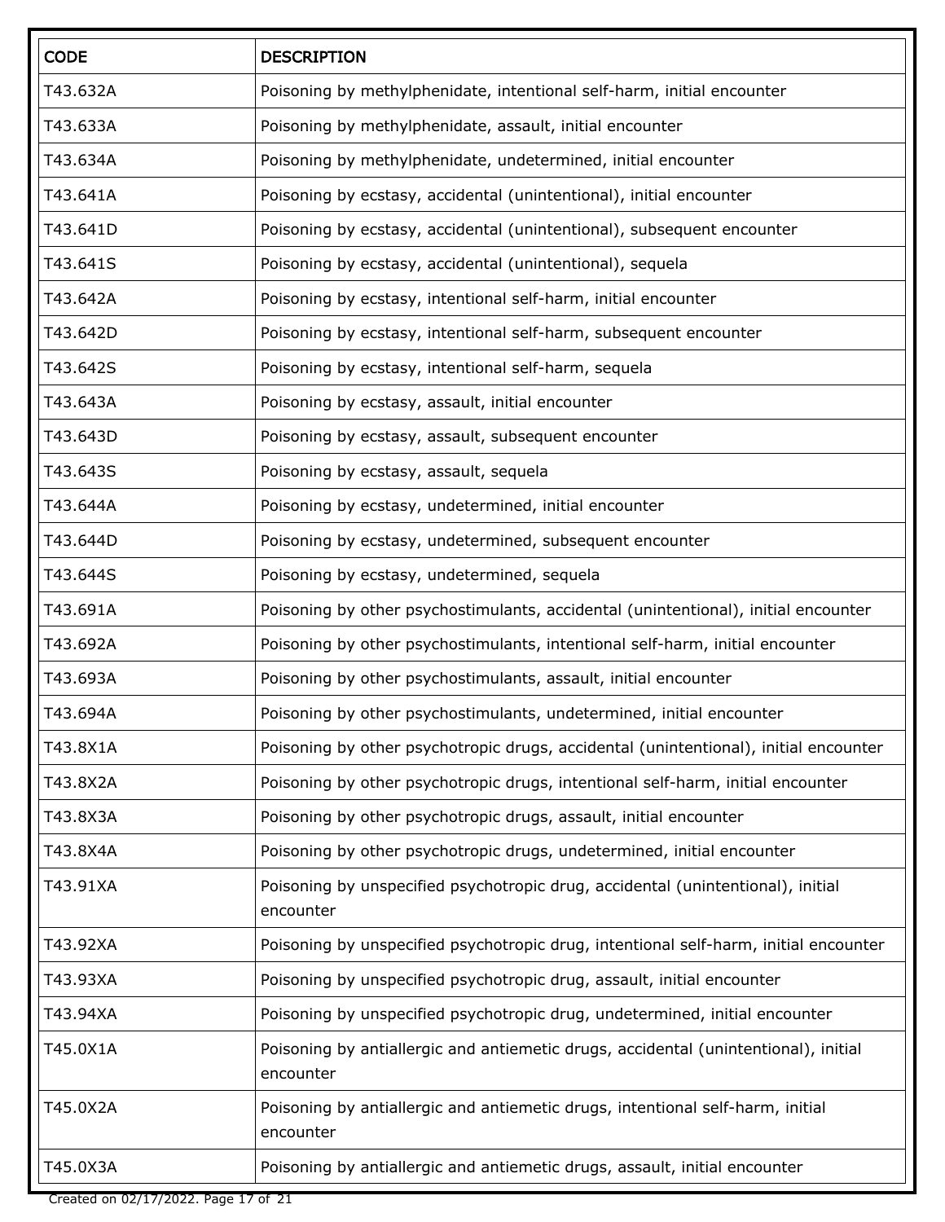| CODE | DESCRIPTION |
| --- | --- |
| T43.632A | Poisoning by methylphenidate, intentional self-harm, initial encounter |
| T43.633A | Poisoning by methylphenidate, assault, initial encounter |
| T43.634A | Poisoning by methylphenidate, undetermined, initial encounter |
| T43.641A | Poisoning by ecstasy, accidental (unintentional), initial encounter |
| T43.641D | Poisoning by ecstasy, accidental (unintentional), subsequent encounter |
| T43.641S | Poisoning by ecstasy, accidental (unintentional), sequela |
| T43.642A | Poisoning by ecstasy, intentional self-harm, initial encounter |
| T43.642D | Poisoning by ecstasy, intentional self-harm, subsequent encounter |
| T43.642S | Poisoning by ecstasy, intentional self-harm, sequela |
| T43.643A | Poisoning by ecstasy, assault, initial encounter |
| T43.643D | Poisoning by ecstasy, assault, subsequent encounter |
| T43.643S | Poisoning by ecstasy, assault, sequela |
| T43.644A | Poisoning by ecstasy, undetermined, initial encounter |
| T43.644D | Poisoning by ecstasy, undetermined, subsequent encounter |
| T43.644S | Poisoning by ecstasy, undetermined, sequela |
| T43.691A | Poisoning by other psychostimulants, accidental (unintentional), initial encounter |
| T43.692A | Poisoning by other psychostimulants, intentional self-harm, initial encounter |
| T43.693A | Poisoning by other psychostimulants, assault, initial encounter |
| T43.694A | Poisoning by other psychostimulants, undetermined, initial encounter |
| T43.8X1A | Poisoning by other psychotropic drugs, accidental (unintentional), initial encounter |
| T43.8X2A | Poisoning by other psychotropic drugs, intentional self-harm, initial encounter |
| T43.8X3A | Poisoning by other psychotropic drugs, assault, initial encounter |
| T43.8X4A | Poisoning by other psychotropic drugs, undetermined, initial encounter |
| T43.91XA | Poisoning by unspecified psychotropic drug, accidental (unintentional), initial encounter |
| T43.92XA | Poisoning by unspecified psychotropic drug, intentional self-harm, initial encounter |
| T43.93XA | Poisoning by unspecified psychotropic drug, assault, initial encounter |
| T43.94XA | Poisoning by unspecified psychotropic drug, undetermined, initial encounter |
| T45.0X1A | Poisoning by antiallergic and antiemetic drugs, accidental (unintentional), initial encounter |
| T45.0X2A | Poisoning by antiallergic and antiemetic drugs, intentional self-harm, initial encounter |
| T45.0X3A | Poisoning by antiallergic and antiemetic drugs, assault, initial encounter |

Created on 02/17/2022.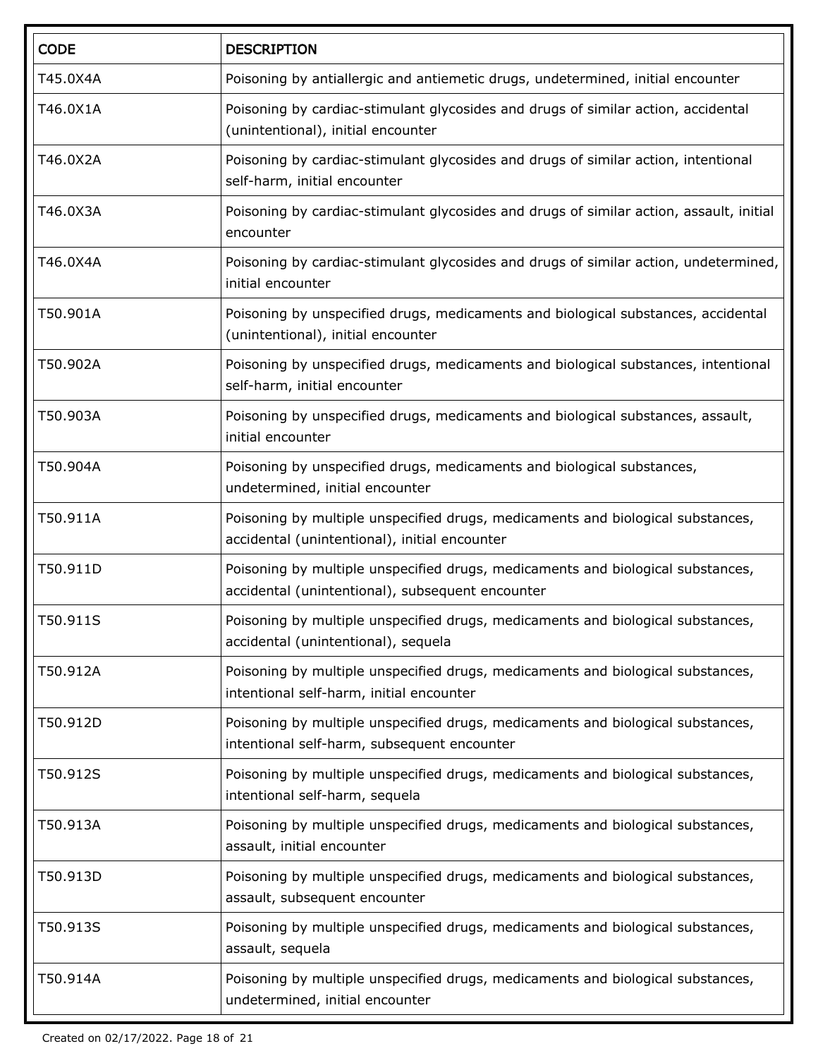| CODE | DESCRIPTION |
|---|---|
| T45.0X4A | Poisoning by antiallergic and antiemetic drugs, undetermined, initial encounter |
| T46.0X1A | Poisoning by cardiac-stimulant glycosides and drugs of similar action, accidental (unintentional), initial encounter |
| T46.0X2A | Poisoning by cardiac-stimulant glycosides and drugs of similar action, intentional self-harm, initial encounter |
| T46.0X3A | Poisoning by cardiac-stimulant glycosides and drugs of similar action, assault, initial encounter |
| T46.0X4A | Poisoning by cardiac-stimulant glycosides and drugs of similar action, undetermined, initial encounter |
| T50.901A | Poisoning by unspecified drugs, medicaments and biological substances, accidental (unintentional), initial encounter |
| T50.902A | Poisoning by unspecified drugs, medicaments and biological substances, intentional self-harm, initial encounter |
| T50.903A | Poisoning by unspecified drugs, medicaments and biological substances, assault, initial encounter |
| T50.904A | Poisoning by unspecified drugs, medicaments and biological substances, undetermined, initial encounter |
| T50.911A | Poisoning by multiple unspecified drugs, medicaments and biological substances, accidental (unintentional), initial encounter |
| T50.911D | Poisoning by multiple unspecified drugs, medicaments and biological substances, accidental (unintentional), subsequent encounter |
| T50.911S | Poisoning by multiple unspecified drugs, medicaments and biological substances, accidental (unintentional), sequela |
| T50.912A | Poisoning by multiple unspecified drugs, medicaments and biological substances, intentional self-harm, initial encounter |
| T50.912D | Poisoning by multiple unspecified drugs, medicaments and biological substances, intentional self-harm, subsequent encounter |
| T50.912S | Poisoning by multiple unspecified drugs, medicaments and biological substances, intentional self-harm, sequela |
| T50.913A | Poisoning by multiple unspecified drugs, medicaments and biological substances, assault, initial encounter |
| T50.913D | Poisoning by multiple unspecified drugs, medicaments and biological substances, assault, subsequent encounter |
| T50.913S | Poisoning by multiple unspecified drugs, medicaments and biological substances, assault, sequela |
| T50.914A | Poisoning by multiple unspecified drugs, medicaments and biological substances, undetermined, initial encounter |

Created on 02/17/2022.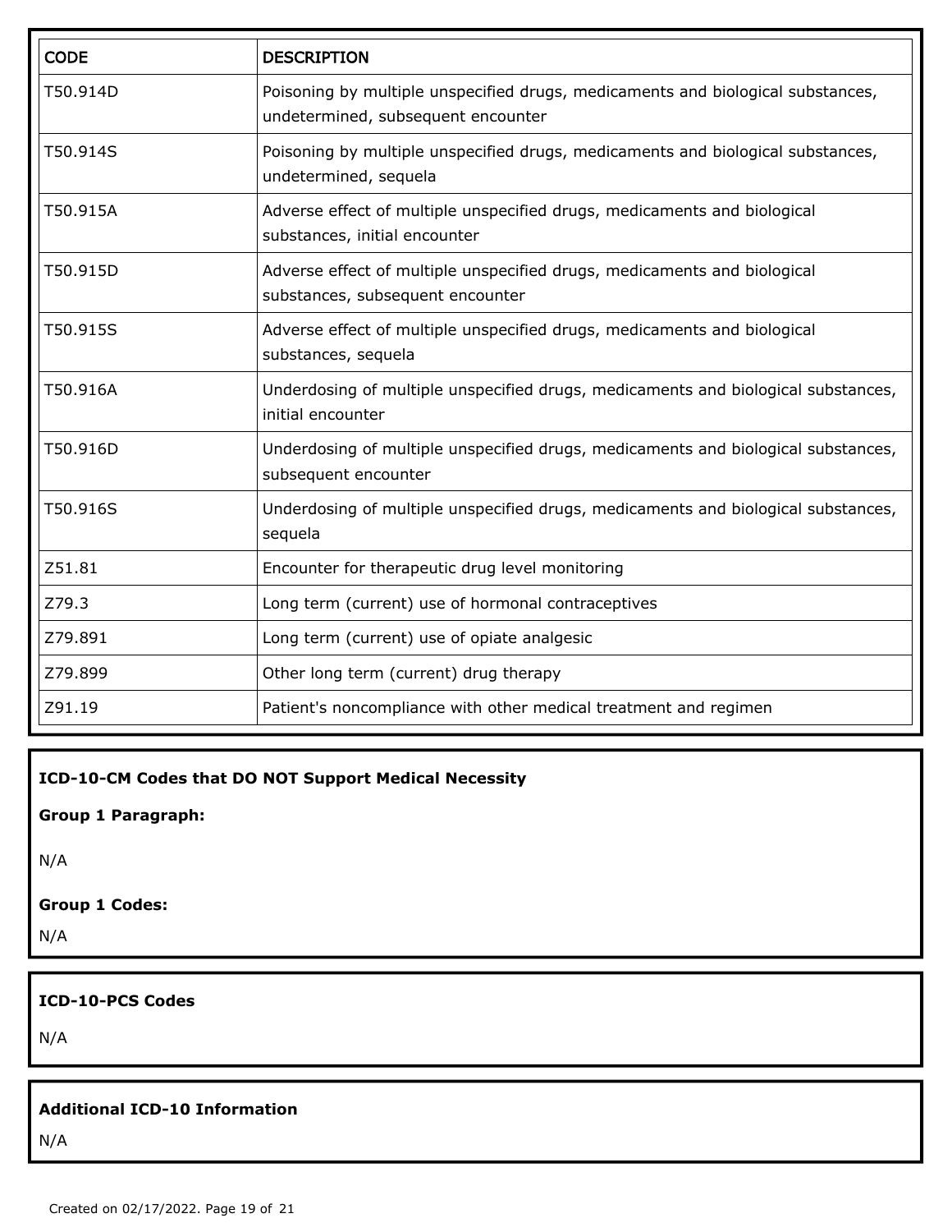| CODE | DESCRIPTION |
|---|---|
| T50.914D | Poisoning by multiple unspecified drugs, medicaments and biological substances, undetermined, subsequent encounter |
| T50.914S | Poisoning by multiple unspecified drugs, medicaments and biological substances, undetermined, sequela |
| T50.915A | Adverse effect of multiple unspecified drugs, medicaments and biological substances, initial encounter |
| T50.915D | Adverse effect of multiple unspecified drugs, medicaments and biological substances, subsequent encounter |
| T50.915S | Adverse effect of multiple unspecified drugs, medicaments and biological substances, sequela |
| T50.916A | Underdosing of multiple unspecified drugs, medicaments and biological substances, initial encounter |
| T50.916D | Underdosing of multiple unspecified drugs, medicaments and biological substances, subsequent encounter |
| T50.916S | Underdosing of multiple unspecified drugs, medicaments and biological substances, sequela |
| Z51.81 | Encounter for therapeutic drug level monitoring |
| Z79.3 | Long term (current) use of hormonal contraceptives |
| Z79.891 | Long term (current) use of opiate analgesic |
| Z79.899 | Other long term (current) drug therapy |
| Z91.19 | Patient's noncompliance with other medical treatment and regimen |

**ICD-10-CM Codes that DO NOT Support Medical Necessity**

**Group 1 Paragraph:**

N/A

**Group 1 Codes:**

N/A

**ICD-10-PCS Codes**

N/A

**Additional ICD-10 Information**

N/A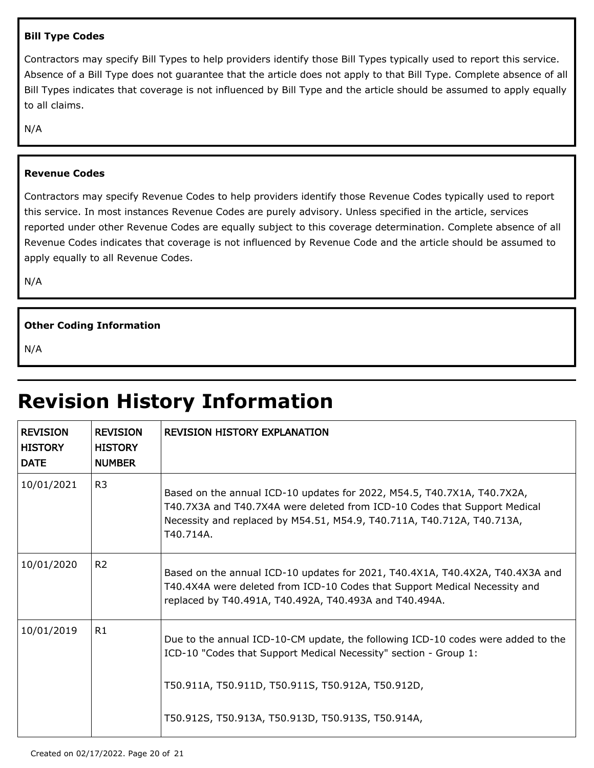**Bill Type Codes**

Contractors may specify Bill Types to help providers identify those Bill Types typically used to report this service. Absence of a Bill Type does not guarantee that the article does not apply to that Bill Type. Complete absence of all Bill Types indicates that coverage is not influenced by Bill Type and the article should be assumed to apply equally to all claims.

N/A

**Revenue Codes**

Contractors may specify Revenue Codes to help providers identify those Revenue Codes typically used to report this service. In most instances Revenue Codes are purely advisory. Unless specified in the article, services reported under other Revenue Codes are equally subject to this coverage determination. Complete absence of all Revenue Codes indicates that coverage is not influenced by Revenue Code and the article should be assumed to apply equally to all Revenue Codes.

N/A

**Other Coding Information**

N/A

# Revision History Information

| REVISION HISTORY DATE | REVISION HISTORY NUMBER | REVISION HISTORY EXPLANATION |
|---|---|---|
| 10/01/2021 | R3 | Based on the annual ICD-10 updates for 2022, M54.5, T40.7X1A, T40.7X2A, T40.7X3A and T40.7X4A were deleted from ICD-10 Codes that Support Medical Necessity and replaced by M54.51, M54.9, T40.711A, T40.712A, T40.713A, T40.714A. |
| 10/01/2020 | R2 | Based on the annual ICD-10 updates for 2021, T40.4X1A, T40.4X2A, T40.4X3A and T40.4X4A were deleted from ICD-10 Codes that Support Medical Necessity and replaced by T40.491A, T40.492A, T40.493A and T40.494A. |
| 10/01/2019 | R1 | Due to the annual ICD-10-CM update, the following ICD-10 codes were added to the ICD-10 "Codes that Support Medical Necessity" section - Group 1:<br><br>T50.911A, T50.911D, T50.911S, T50.912A, T50.912D,<br><br>T50.912S, T50.913A, T50.913D, T50.913S, T50.914A, |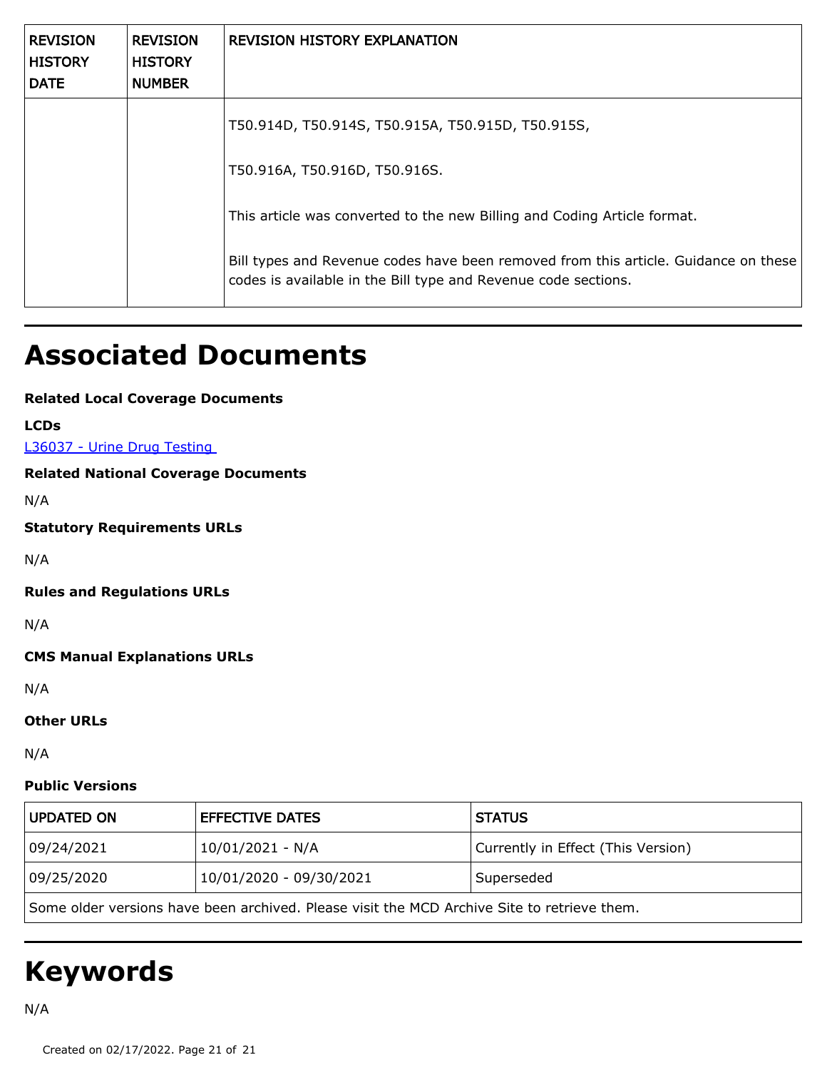| REVISION HISTORY DATE | REVISION HISTORY NUMBER | REVISION HISTORY EXPLANATION |
|---|---|---|
| | | T50.914D, T50.914S, T50.915A, T50.915D, T50.915S,<br><br>T50.916A, T50.916D, T50.916S.<br><br>This article was converted to the new Billing and Coding Article format.<br><br>Bill types and Revenue codes have been removed from this article. Guidance on these codes is available in the Bill type and Revenue code sections. |

# Associated Documents

**Related Local Coverage Documents**

**LCDs**

L36037 - Urine Drug Testing

**Related National Coverage Documents**

N/A

**Statutory Requirements URLs**

N/A

**Rules and Regulations URLs**

N/A

**CMS Manual Explanations URLs**

N/A

**Other URLs**

N/A

**Public Versions**

| UPDATED ON | EFFECTIVE DATES | STATUS |
|---|---|---|
| 09/24/2021 | 10/01/2021 - N/A | Currently in Effect (This Version) |
| 09/25/2020 | 10/01/2020 - 09/30/2021 | Superseded |
| Some older versions have been archived. Please visit the MCD Archive Site to retrieve them. | | |

# Keywords

N/A